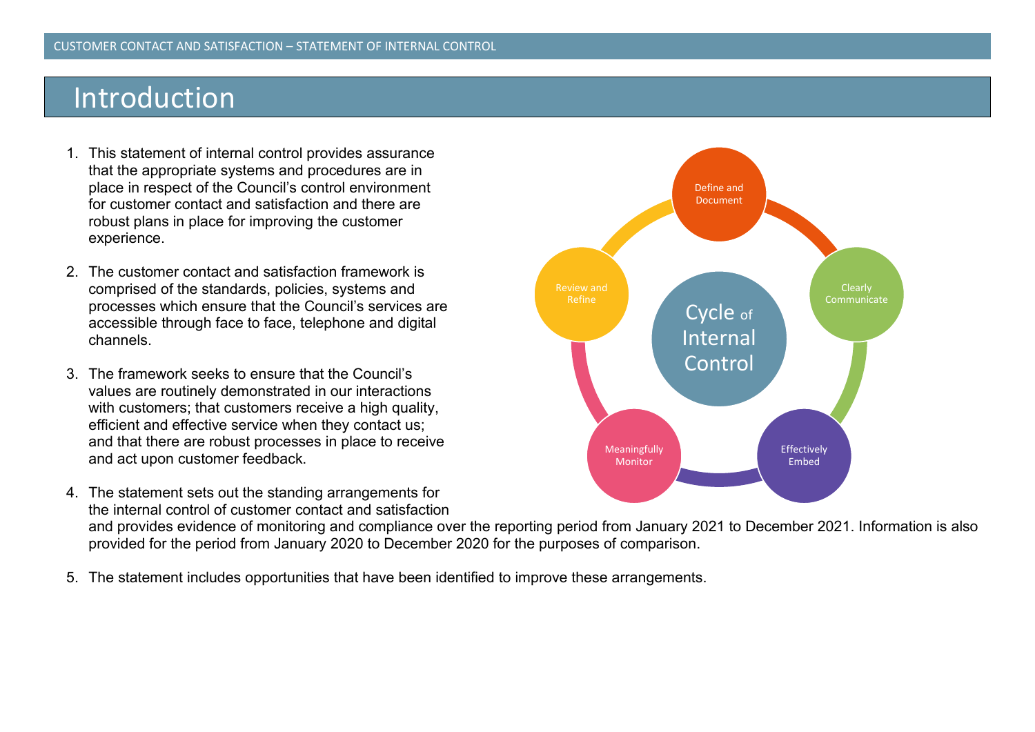# Introduction

1. This statement of internal control provides assurance that the appropriate systems and procedures are in place in respect of the Council's control environment for customer contact and satisfaction and there are robust plans in place for improving the customer experience.

2. The customer contact and satisfaction framework is comprised of the standards, policies, systems and processes which ensure that the Council's services are accessible through face to face, telephone and digital channels.

3. The framework seeks to ensure that the Council's values are routinely demonstrated in our interactions with customers; that customers receive a high quality, efficient and effective service when they contact us; and that there are robust processes in place to receive and act upon customer feedback.

4. The statement sets out the standing arrangements for the internal control of customer contact and satisfaction and provides evidence of monitoring and compliance over the reporting period from January 2021 to December 2021. Information is also provided for the period from January 2020 to December 2020 for the purposes of comparison.

5. The statement includes opportunities that have been identified to improve these arrangements.

Cycle of Internal Control

Define and Document

Clearly Communicate

Effectively Embed

Meaningfully Monitor

Review and Refine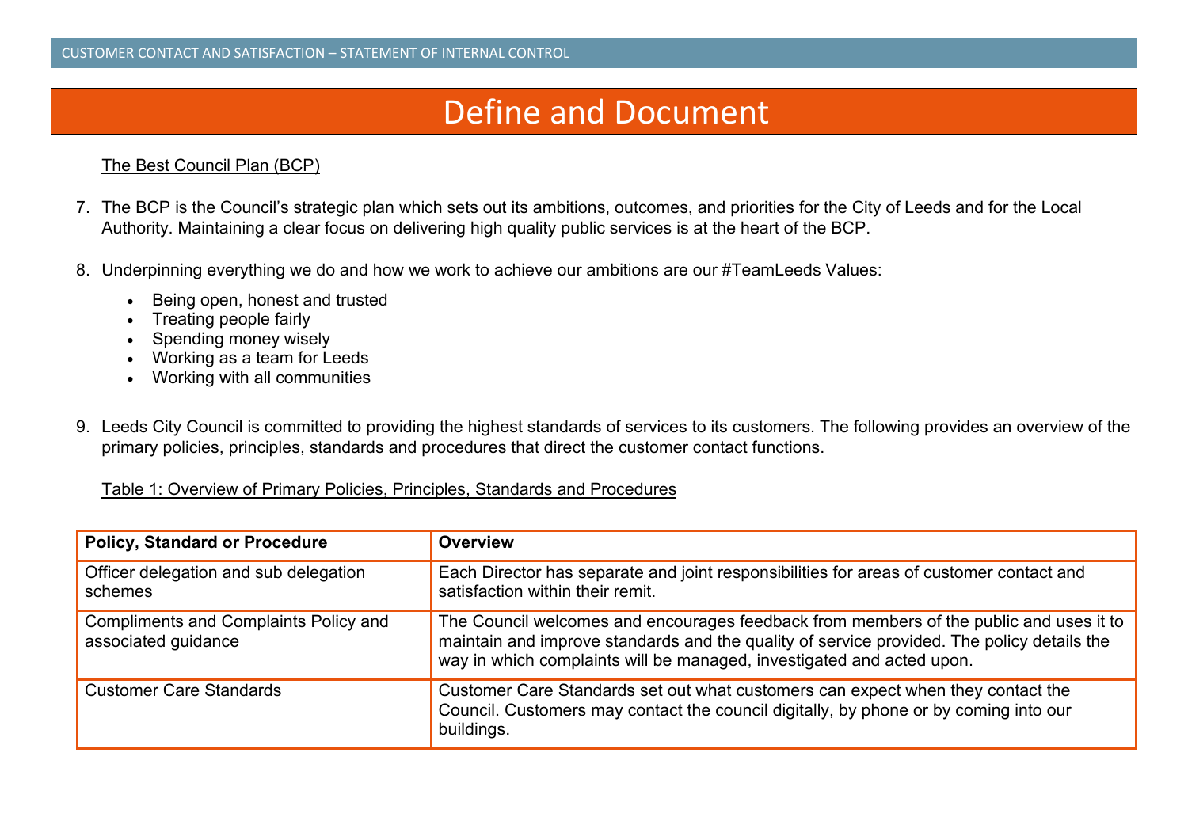# Define and Document

The Best Council Plan (BCP)

7. The BCP is the Council's strategic plan which sets out its ambitions, outcomes, and priorities for the City of Leeds and for the Local Authority. Maintaining a clear focus on delivering high quality public services is at the heart of the BCP.

8. Underpinning everything we do and how we work to achieve our ambitions are our #TeamLeeds Values:

   - Being open, honest and trusted
   - Treating people fairly
   - Spending money wisely
   - Working as a team for Leeds
   - Working with all communities

9. Leeds City Council is committed to providing the highest standards of services to its customers. The following provides an overview of the primary policies, principles, standards and procedures that direct the customer contact functions.

Table 1: Overview of Primary Policies, Principles, Standards and Procedures

| Policy, Standard or Procedure | Overview |
|---|---|
| Officer delegation and sub delegation schemes | Each Director has separate and joint responsibilities for areas of customer contact and satisfaction within their remit. |
| Compliments and Complaints Policy and associated guidance | The Council welcomes and encourages feedback from members of the public and uses it to maintain and improve standards and the quality of service provided. The policy details the way in which complaints will be managed, investigated and acted upon. |
| Customer Care Standards | Customer Care Standards set out what customers can expect when they contact the Council. Customers may contact the council digitally, by phone or by coming into our buildings. |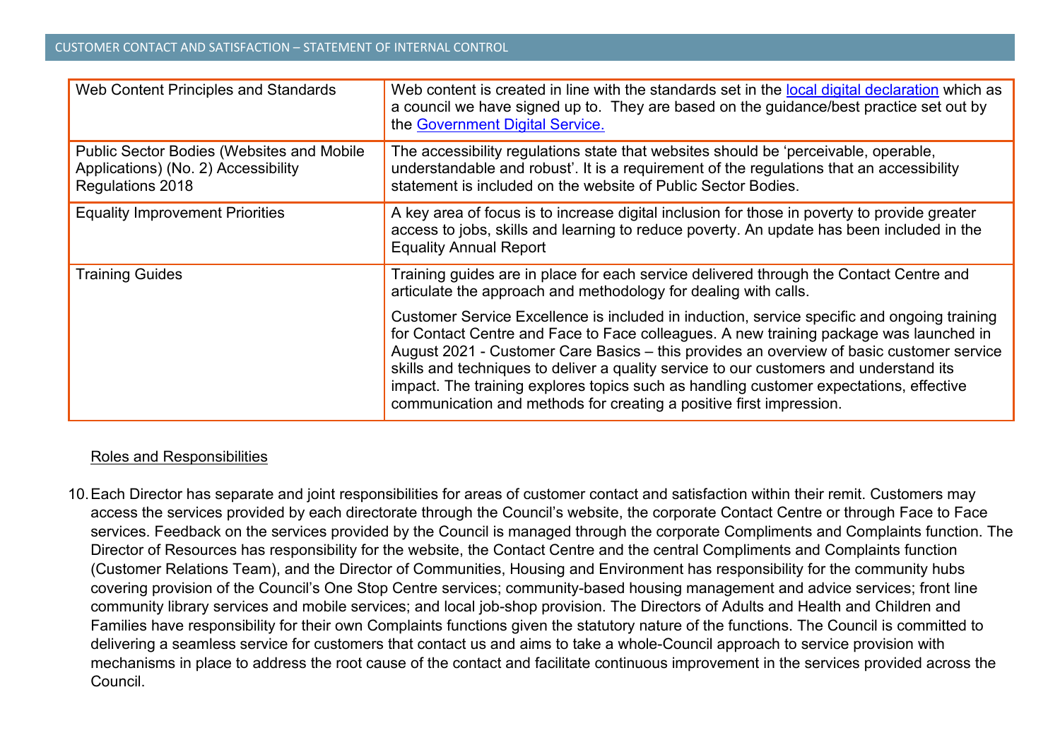| | |
|---|---|
| Web Content Principles and Standards | Web content is created in line with the standards set in the [local digital declaration]() which as a council we have signed up to. They are based on the guidance/best practice set out by the [Government Digital Service.]() |
| Public Sector Bodies (Websites and Mobile Applications) (No. 2) Accessibility Regulations 2018 | The accessibility regulations state that websites should be 'perceivable, operable, understandable and robust'. It is a requirement of the regulations that an accessibility statement is included on the website of Public Sector Bodies. |
| Equality Improvement Priorities | A key area of focus is to increase digital inclusion for those in poverty to provide greater access to jobs, skills and learning to reduce poverty. An update has been included in the Equality Annual Report |
| Training Guides | Training guides are in place for each service delivered through the Contact Centre and articulate the approach and methodology for dealing with calls.<br><br>Customer Service Excellence is included in induction, service specific and ongoing training for Contact Centre and Face to Face colleagues. A new training package was launched in August 2021 - Customer Care Basics – this provides an overview of basic customer service skills and techniques to deliver a quality service to our customers and understand its impact. The training explores topics such as handling customer expectations, effective communication and methods for creating a positive first impression. |

Roles and Responsibilities

10. Each Director has separate and joint responsibilities for areas of customer contact and satisfaction within their remit. Customers may access the services provided by each directorate through the Council's website, the corporate Contact Centre or through Face to Face services. Feedback on the services provided by the Council is managed through the corporate Compliments and Complaints function. The Director of Resources has responsibility for the website, the Contact Centre and the central Compliments and Complaints function (Customer Relations Team), and the Director of Communities, Housing and Environment has responsibility for the community hubs covering provision of the Council's One Stop Centre services; community-based housing management and advice services; front line community library services and mobile services; and local job-shop provision. The Directors of Adults and Health and Children and Families have responsibility for their own Complaints functions given the statutory nature of the functions. The Council is committed to delivering a seamless service for customers that contact us and aims to take a whole-Council approach to service provision with mechanisms in place to address the root cause of the contact and facilitate continuous improvement in the services provided across the Council.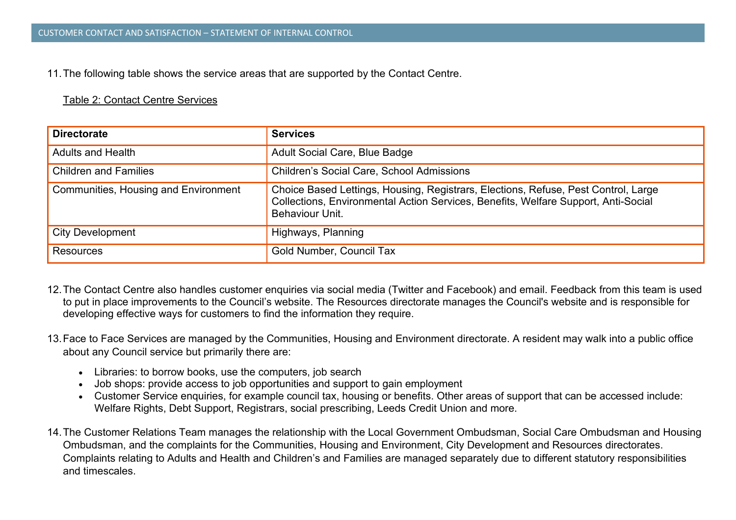11. The following table shows the service areas that are supported by the Contact Centre.

Table 2: Contact Centre Services

| Directorate | Services |
|---|---|
| Adults and Health | Adult Social Care, Blue Badge |
| Children and Families | Children's Social Care, School Admissions |
| Communities, Housing and Environment | Choice Based Lettings, Housing, Registrars, Elections, Refuse, Pest Control, Large Collections, Environmental Action Services, Benefits, Welfare Support, Anti-Social Behaviour Unit. |
| City Development | Highways, Planning |
| Resources | Gold Number, Council Tax |

12. The Contact Centre also handles customer enquiries via social media (Twitter and Facebook) and email. Feedback from this team is used to put in place improvements to the Council's website. The Resources directorate manages the Council's website and is responsible for developing effective ways for customers to find the information they require.

13. Face to Face Services are managed by the Communities, Housing and Environment directorate. A resident may walk into a public office about any Council service but primarily there are:

- Libraries: to borrow books, use the computers, job search
- Job shops: provide access to job opportunities and support to gain employment
- Customer Service enquiries, for example council tax, housing or benefits. Other areas of support that can be accessed include: Welfare Rights, Debt Support, Registrars, social prescribing, Leeds Credit Union and more.

14. The Customer Relations Team manages the relationship with the Local Government Ombudsman, Social Care Ombudsman and Housing Ombudsman, and the complaints for the Communities, Housing and Environment, City Development and Resources directorates. Complaints relating to Adults and Health and Children's and Families are managed separately due to different statutory responsibilities and timescales.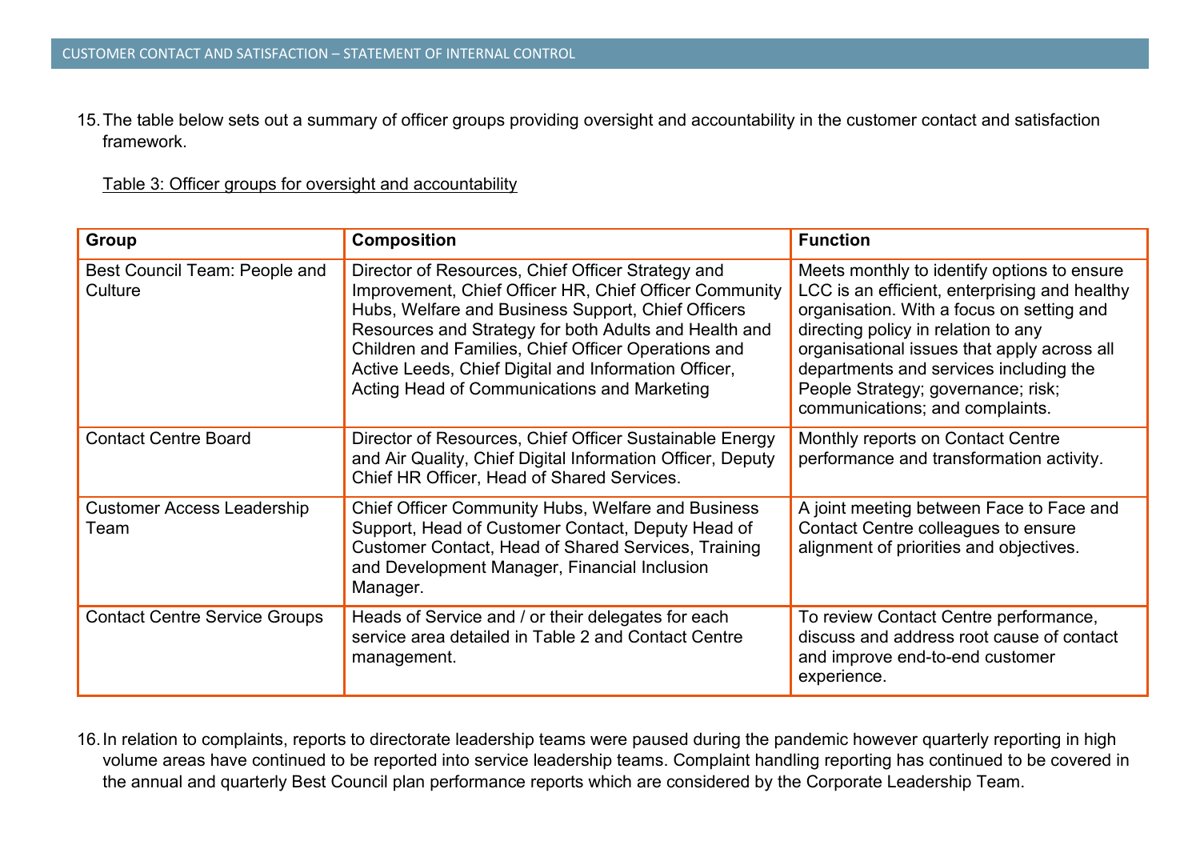15. The table below sets out a summary of officer groups providing oversight and accountability in the customer contact and satisfaction framework.

Table 3: Officer groups for oversight and accountability

| Group | Composition | Function |
|---|---|---|
| Best Council Team: People and Culture | Director of Resources, Chief Officer Strategy and Improvement, Chief Officer HR, Chief Officer Community Hubs, Welfare and Business Support, Chief Officers Resources and Strategy for both Adults and Health and Children and Families, Chief Officer Operations and Active Leeds, Chief Digital and Information Officer, Acting Head of Communications and Marketing | Meets monthly to identify options to ensure LCC is an efficient, enterprising and healthy organisation. With a focus on setting and directing policy in relation to any organisational issues that apply across all departments and services including the People Strategy; governance; risk; communications; and complaints. |
| Contact Centre Board | Director of Resources, Chief Officer Sustainable Energy and Air Quality, Chief Digital Information Officer, Deputy Chief HR Officer, Head of Shared Services. | Monthly reports on Contact Centre performance and transformation activity. |
| Customer Access Leadership Team | Chief Officer Community Hubs, Welfare and Business Support, Head of Customer Contact, Deputy Head of Customer Contact, Head of Shared Services, Training and Development Manager, Financial Inclusion Manager. | A joint meeting between Face to Face and Contact Centre colleagues to ensure alignment of priorities and objectives. |
| Contact Centre Service Groups | Heads of Service and / or their delegates for each service area detailed in Table 2 and Contact Centre management. | To review Contact Centre performance, discuss and address root cause of contact and improve end-to-end customer experience. |

16. In relation to complaints, reports to directorate leadership teams were paused during the pandemic however quarterly reporting in high volume areas have continued to be reported into service leadership teams. Complaint handling reporting has continued to be covered in the annual and quarterly Best Council plan performance reports which are considered by the Corporate Leadership Team.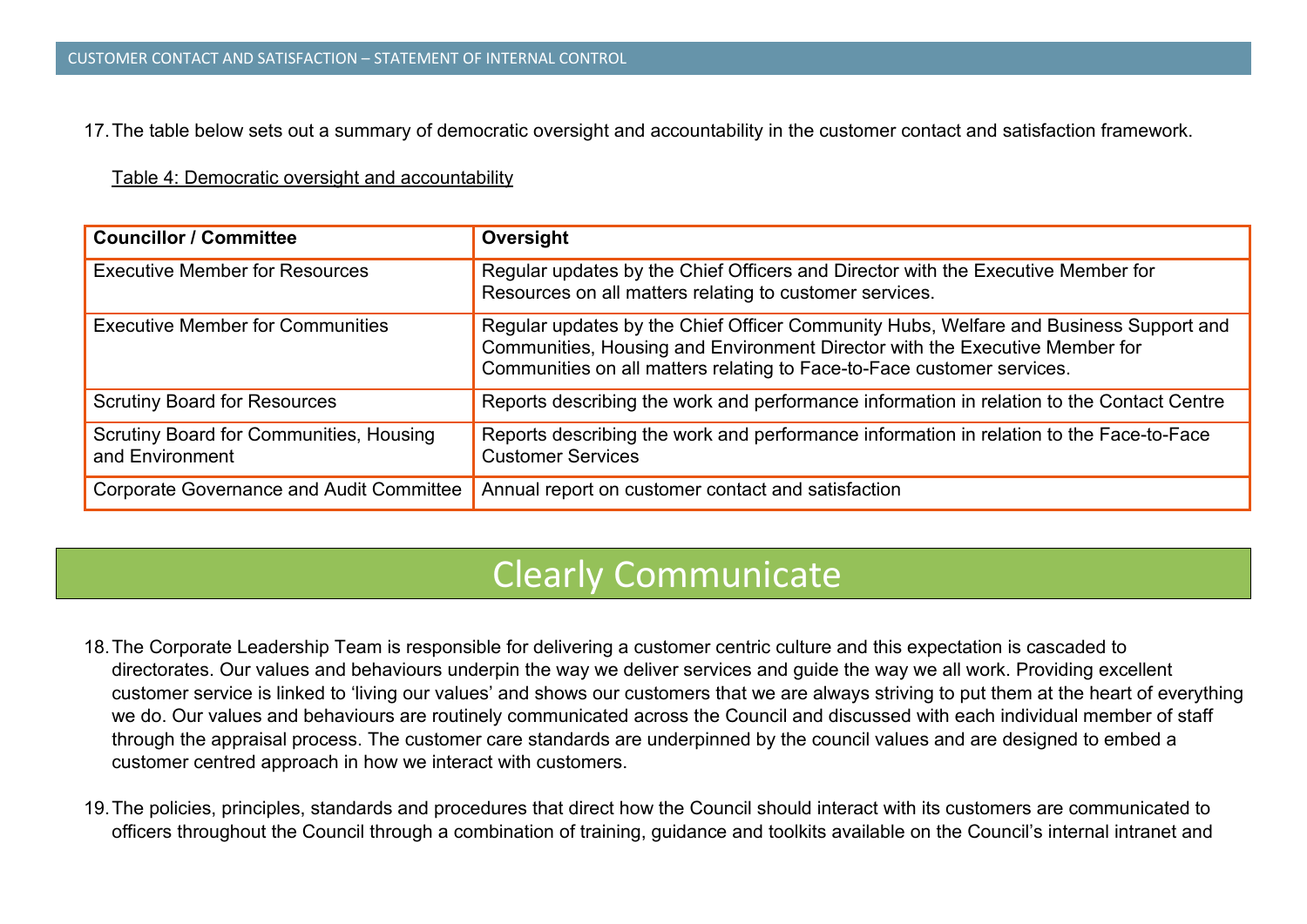17. The table below sets out a summary of democratic oversight and accountability in the customer contact and satisfaction framework.

Table 4: Democratic oversight and accountability

| Councillor / Committee | Oversight |
|---|---|
| Executive Member for Resources | Regular updates by the Chief Officers and Director with the Executive Member for Resources on all matters relating to customer services. |
| Executive Member for Communities | Regular updates by the Chief Officer Community Hubs, Welfare and Business Support and Communities, Housing and Environment Director with the Executive Member for Communities on all matters relating to Face-to-Face customer services. |
| Scrutiny Board for Resources | Reports describing the work and performance information in relation to the Contact Centre |
| Scrutiny Board for Communities, Housing and Environment | Reports describing the work and performance information in relation to the Face-to-Face Customer Services |
| Corporate Governance and Audit Committee | Annual report on customer contact and satisfaction |

# Clearly Communicate

18. The Corporate Leadership Team is responsible for delivering a customer centric culture and this expectation is cascaded to directorates. Our values and behaviours underpin the way we deliver services and guide the way we all work. Providing excellent customer service is linked to 'living our values' and shows our customers that we are always striving to put them at the heart of everything we do. Our values and behaviours are routinely communicated across the Council and discussed with each individual member of staff through the appraisal process. The customer care standards are underpinned by the council values and are designed to embed a customer centred approach in how we interact with customers.

19. The policies, principles, standards and procedures that direct how the Council should interact with its customers are communicated to officers throughout the Council through a combination of training, guidance and toolkits available on the Council's internal intranet and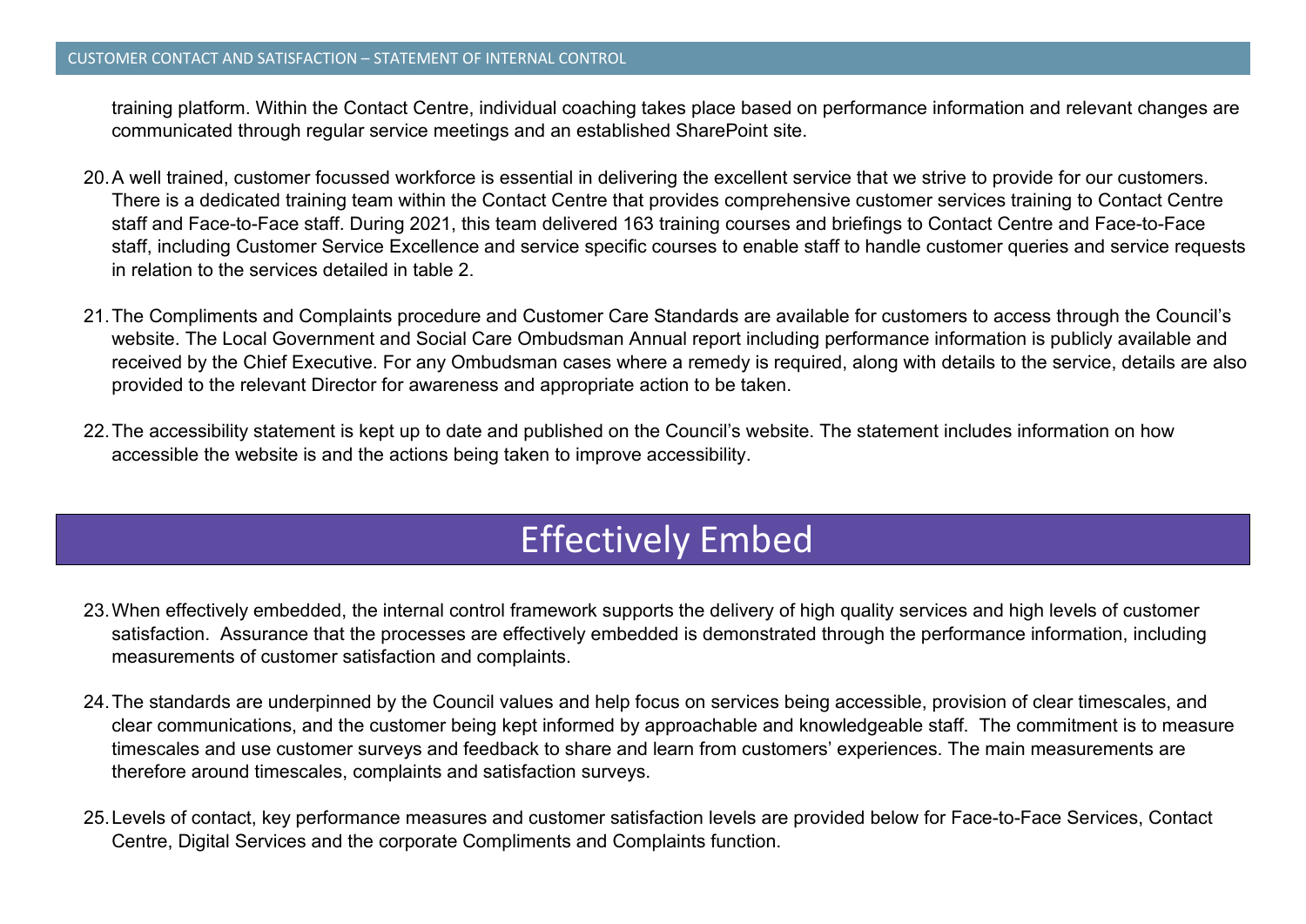training platform. Within the Contact Centre, individual coaching takes place based on performance information and relevant changes are communicated through regular service meetings and an established SharePoint site.

20. A well trained, customer focussed workforce is essential in delivering the excellent service that we strive to provide for our customers. There is a dedicated training team within the Contact Centre that provides comprehensive customer services training to Contact Centre staff and Face-to-Face staff. During 2021, this team delivered 163 training courses and briefings to Contact Centre and Face-to-Face staff, including Customer Service Excellence and service specific courses to enable staff to handle customer queries and service requests in relation to the services detailed in table 2.

21. The Compliments and Complaints procedure and Customer Care Standards are available for customers to access through the Council's website. The Local Government and Social Care Ombudsman Annual report including performance information is publicly available and received by the Chief Executive. For any Ombudsman cases where a remedy is required, along with details to the service, details are also provided to the relevant Director for awareness and appropriate action to be taken.

22. The accessibility statement is kept up to date and published on the Council's website. The statement includes information on how accessible the website is and the actions being taken to improve accessibility.

## Effectively Embed

23. When effectively embedded, the internal control framework supports the delivery of high quality services and high levels of customer satisfaction. Assurance that the processes are effectively embedded is demonstrated through the performance information, including measurements of customer satisfaction and complaints.

24. The standards are underpinned by the Council values and help focus on services being accessible, provision of clear timescales, and clear communications, and the customer being kept informed by approachable and knowledgeable staff. The commitment is to measure timescales and use customer surveys and feedback to share and learn from customers' experiences. The main measurements are therefore around timescales, complaints and satisfaction surveys.

25. Levels of contact, key performance measures and customer satisfaction levels are provided below for Face-to-Face Services, Contact Centre, Digital Services and the corporate Compliments and Complaints function.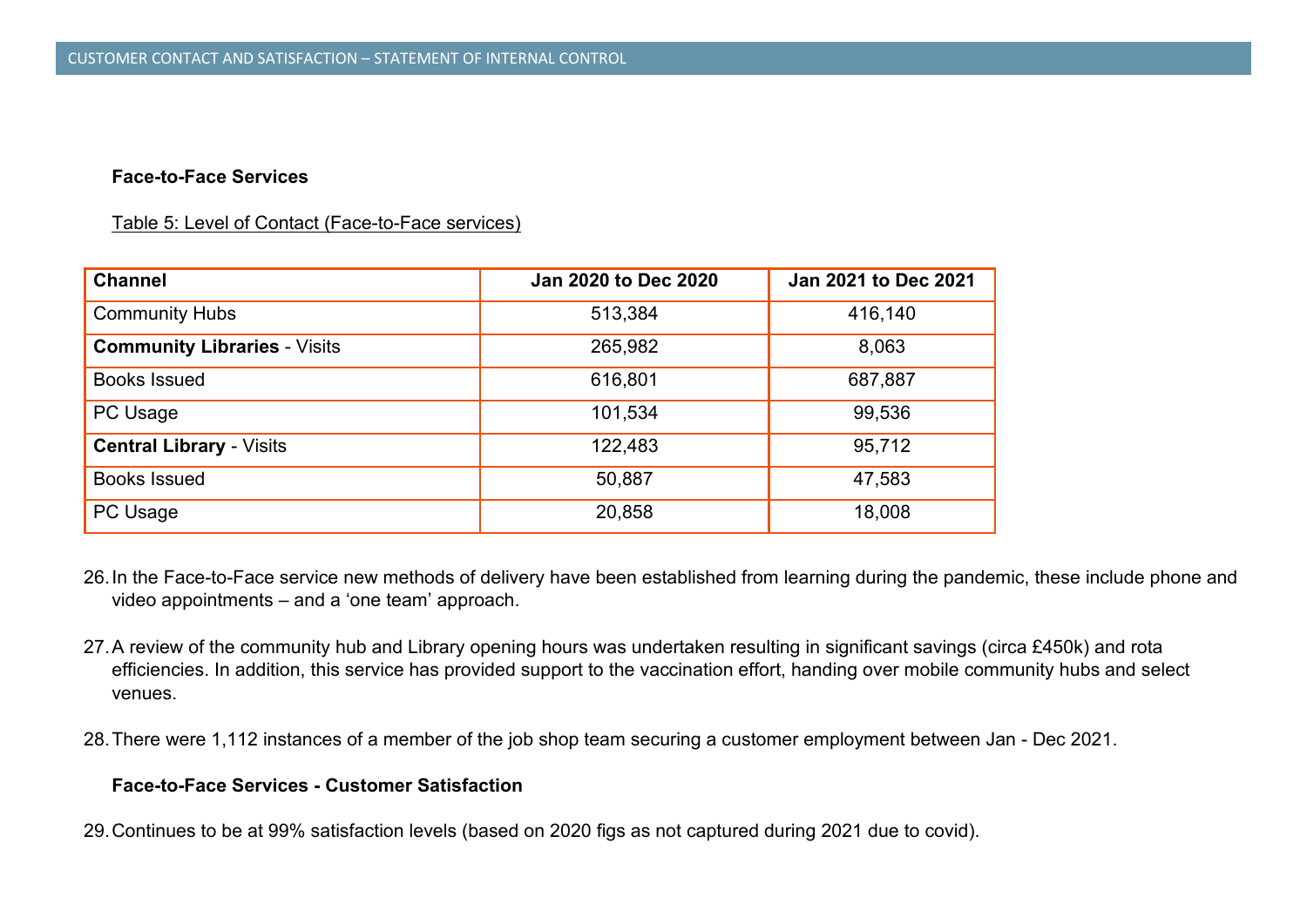**Face-to-Face Services**

Table 5: Level of Contact (Face-to-Face services)

| Channel | Jan 2020 to Dec 2020 | Jan 2021 to Dec 2021 |
|---|---|---|
| Community Hubs | 513,384 | 416,140 |
| **Community Libraries** - Visits | 265,982 | 8,063 |
| Books Issued | 616,801 | 687,887 |
| PC Usage | 101,534 | 99,536 |
| **Central Library** - Visits | 122,483 | 95,712 |
| Books Issued | 50,887 | 47,583 |
| PC Usage | 20,858 | 18,008 |

26. In the Face-to-Face service new methods of delivery have been established from learning during the pandemic, these include phone and video appointments – and a 'one team' approach.

27. A review of the community hub and Library opening hours was undertaken resulting in significant savings (circa £450k) and rota efficiencies. In addition, this service has provided support to the vaccination effort, handing over mobile community hubs and select venues.

28. There were 1,112 instances of a member of the job shop team securing a customer employment between Jan - Dec 2021.

**Face-to-Face Services - Customer Satisfaction**

29. Continues to be at 99% satisfaction levels (based on 2020 figs as not captured during 2021 due to covid).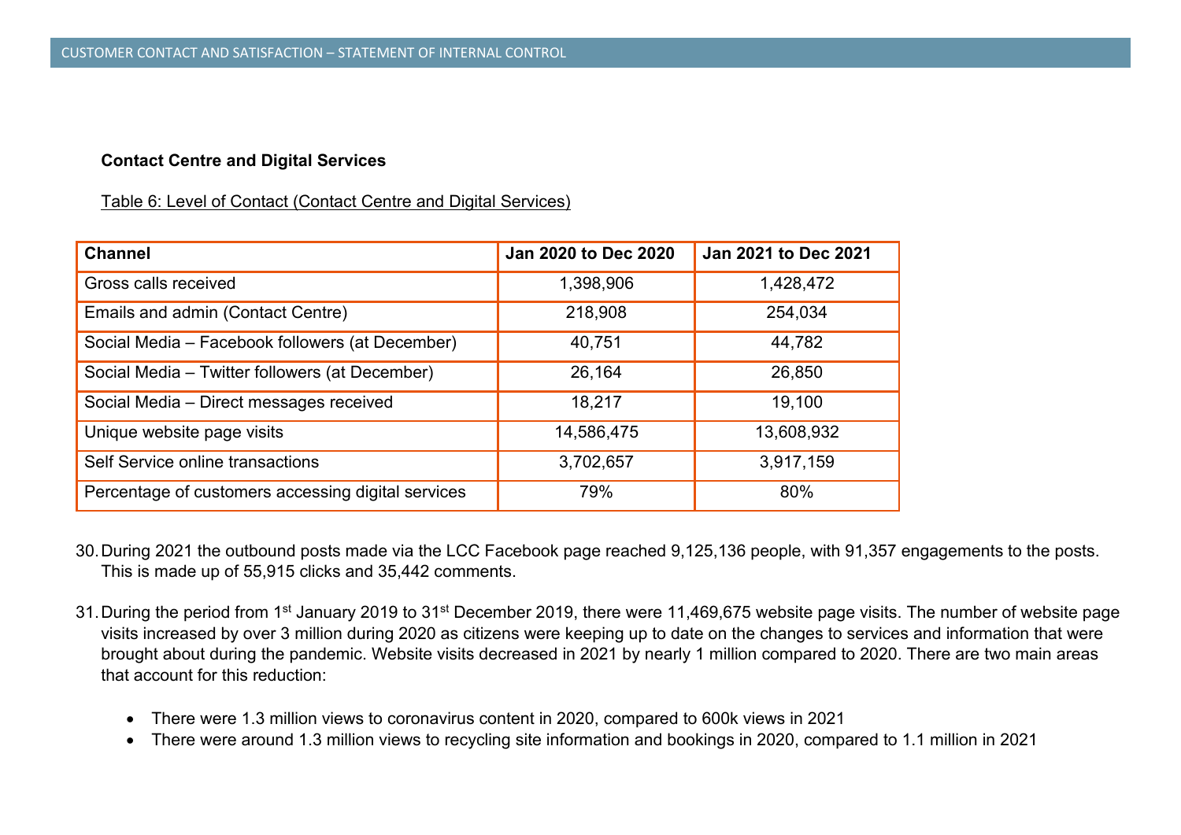**Contact Centre and Digital Services**

Table 6: Level of Contact (Contact Centre and Digital Services)

| Channel | Jan 2020 to Dec 2020 | Jan 2021 to Dec 2021 |
|---|---|---|
| Gross calls received | 1,398,906 | 1,428,472 |
| Emails and admin (Contact Centre) | 218,908 | 254,034 |
| Social Media – Facebook followers (at December) | 40,751 | 44,782 |
| Social Media – Twitter followers (at December) | 26,164 | 26,850 |
| Social Media – Direct messages received | 18,217 | 19,100 |
| Unique website page visits | 14,586,475 | 13,608,932 |
| Self Service online transactions | 3,702,657 | 3,917,159 |
| Percentage of customers accessing digital services | 79% | 80% |

30. During 2021 the outbound posts made via the LCC Facebook page reached 9,125,136 people, with 91,357 engagements to the posts. This is made up of 55,915 clicks and 35,442 comments.

31. During the period from 1st January 2019 to 31st December 2019, there were 11,469,675 website page visits. The number of website page visits increased by over 3 million during 2020 as citizens were keeping up to date on the changes to services and information that were brought about during the pandemic. Website visits decreased in 2021 by nearly 1 million compared to 2020. There are two main areas that account for this reduction:

    - There were 1.3 million views to coronavirus content in 2020, compared to 600k views in 2021
    - There were around 1.3 million views to recycling site information and bookings in 2020, compared to 1.1 million in 2021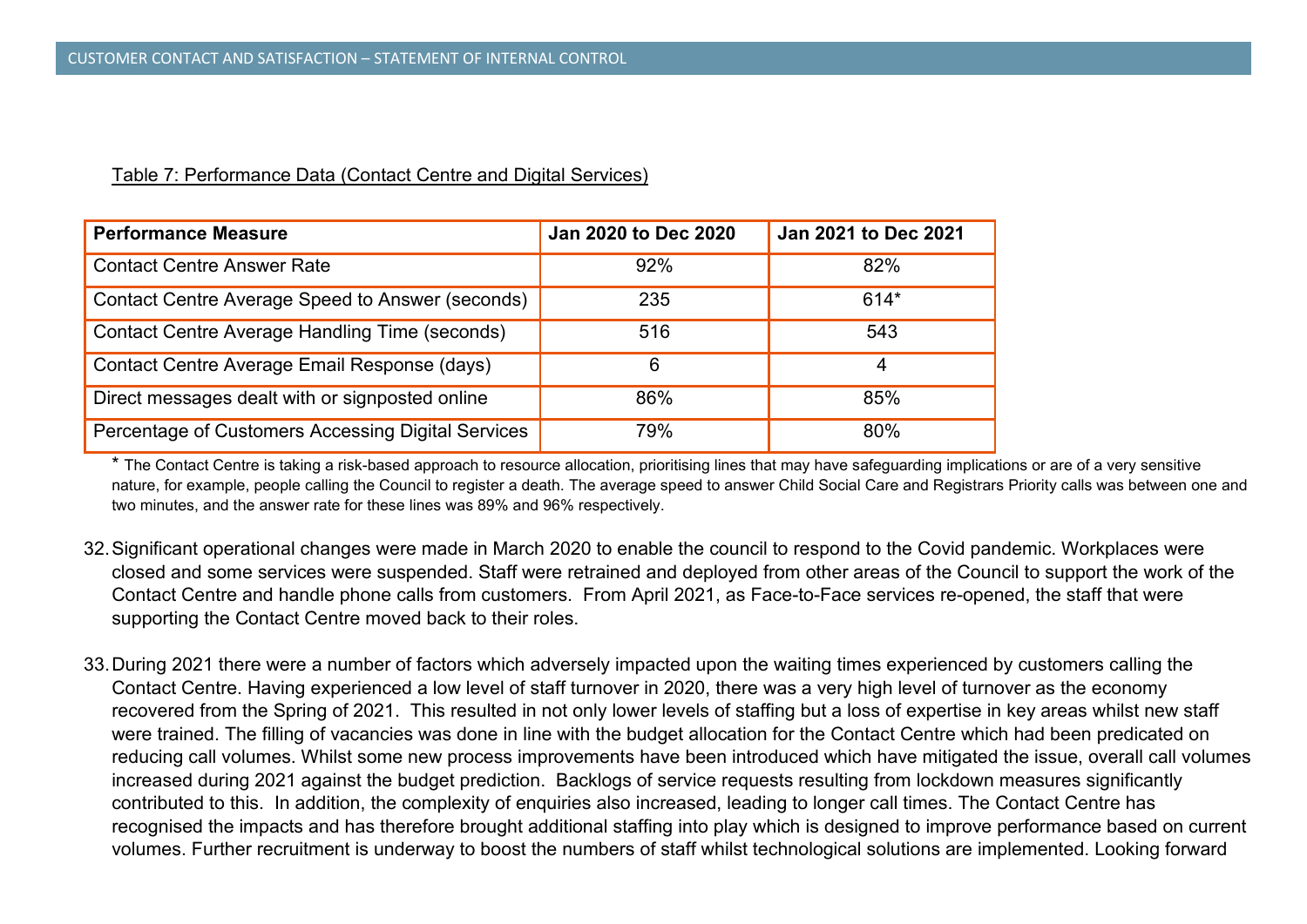Table 7: Performance Data (Contact Centre and Digital Services)

| Performance Measure | Jan 2020 to Dec 2020 | Jan 2021 to Dec 2021 |
|---|---|---|
| Contact Centre Answer Rate | 92% | 82% |
| Contact Centre Average Speed to Answer (seconds) | 235 | 614* |
| Contact Centre Average Handling Time (seconds) | 516 | 543 |
| Contact Centre Average Email Response (days) | 6 | 4 |
| Direct messages dealt with or signposted online | 86% | 85% |
| Percentage of Customers Accessing Digital Services | 79% | 80% |

\* The Contact Centre is taking a risk-based approach to resource allocation, prioritising lines that may have safeguarding implications or are of a very sensitive nature, for example, people calling the Council to register a death. The average speed to answer Child Social Care and Registrars Priority calls was between one and two minutes, and the answer rate for these lines was 89% and 96% respectively.

32. Significant operational changes were made in March 2020 to enable the council to respond to the Covid pandemic. Workplaces were closed and some services were suspended. Staff were retrained and deployed from other areas of the Council to support the work of the Contact Centre and handle phone calls from customers. From April 2021, as Face-to-Face services re-opened, the staff that were supporting the Contact Centre moved back to their roles.

33. During 2021 there were a number of factors which adversely impacted upon the waiting times experienced by customers calling the Contact Centre. Having experienced a low level of staff turnover in 2020, there was a very high level of turnover as the economy recovered from the Spring of 2021. This resulted in not only lower levels of staffing but a loss of expertise in key areas whilst new staff were trained. The filling of vacancies was done in line with the budget allocation for the Contact Centre which had been predicated on reducing call volumes. Whilst some new process improvements have been introduced which have mitigated the issue, overall call volumes increased during 2021 against the budget prediction. Backlogs of service requests resulting from lockdown measures significantly contributed to this. In addition, the complexity of enquiries also increased, leading to longer call times. The Contact Centre has recognised the impacts and has therefore brought additional staffing into play which is designed to improve performance based on current volumes. Further recruitment is underway to boost the numbers of staff whilst technological solutions are implemented. Looking forward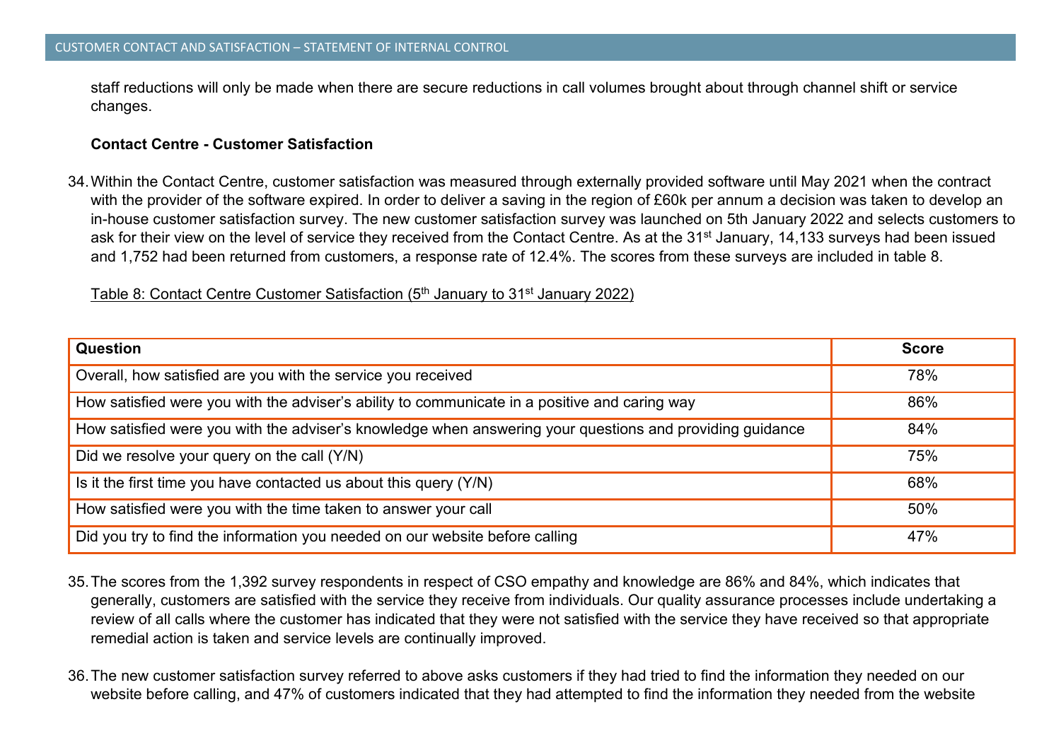staff reductions will only be made when there are secure reductions in call volumes brought about through channel shift or service changes.

**Contact Centre - Customer Satisfaction**

34. Within the Contact Centre, customer satisfaction was measured through externally provided software until May 2021 when the contract with the provider of the software expired. In order to deliver a saving in the region of £60k per annum a decision was taken to develop an in-house customer satisfaction survey. The new customer satisfaction survey was launched on 5th January 2022 and selects customers to ask for their view on the level of service they received from the Contact Centre. As at the 31st January, 14,133 surveys had been issued and 1,752 had been returned from customers, a response rate of 12.4%. The scores from these surveys are included in table 8.

Table 8: Contact Centre Customer Satisfaction (5th January to 31st January 2022)

| Question | Score |
|---|---|
| Overall, how satisfied are you with the service you received | 78% |
| How satisfied were you with the adviser's ability to communicate in a positive and caring way | 86% |
| How satisfied were you with the adviser's knowledge when answering your questions and providing guidance | 84% |
| Did we resolve your query on the call (Y/N) | 75% |
| Is it the first time you have contacted us about this query (Y/N) | 68% |
| How satisfied were you with the time taken to answer your call | 50% |
| Did you try to find the information you needed on our website before calling | 47% |

35. The scores from the 1,392 survey respondents in respect of CSO empathy and knowledge are 86% and 84%, which indicates that generally, customers are satisfied with the service they receive from individuals. Our quality assurance processes include undertaking a review of all calls where the customer has indicated that they were not satisfied with the service they have received so that appropriate remedial action is taken and service levels are continually improved.

36. The new customer satisfaction survey referred to above asks customers if they had tried to find the information they needed on our website before calling, and 47% of customers indicated that they had attempted to find the information they needed from the website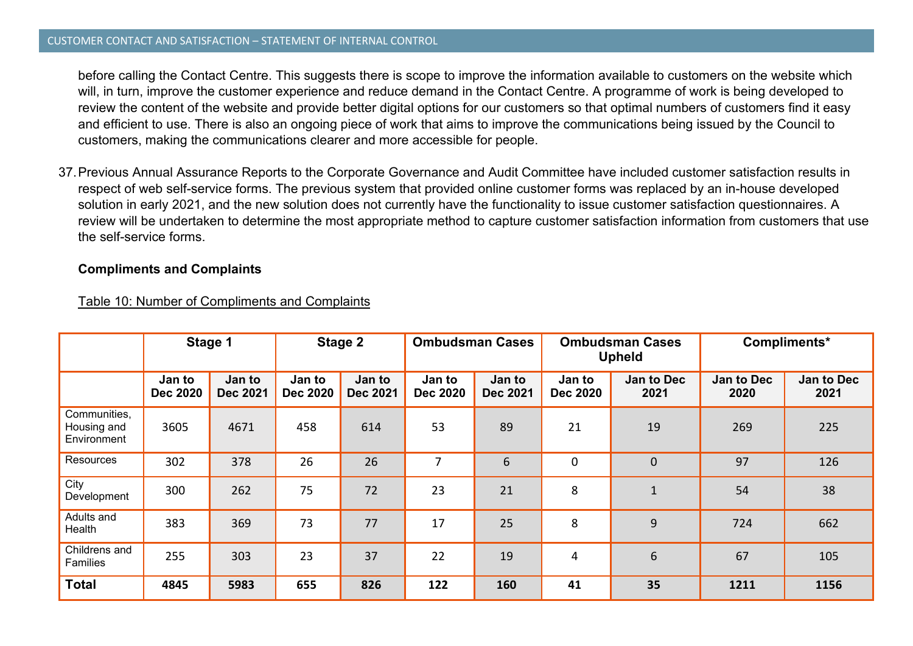before calling the Contact Centre. This suggests there is scope to improve the information available to customers on the website which will, in turn, improve the customer experience and reduce demand in the Contact Centre. A programme of work is being developed to review the content of the website and provide better digital options for our customers so that optimal numbers of customers find it easy and efficient to use. There is also an ongoing piece of work that aims to improve the communications being issued by the Council to customers, making the communications clearer and more accessible for people.

37. Previous Annual Assurance Reports to the Corporate Governance and Audit Committee have included customer satisfaction results in respect of web self-service forms. The previous system that provided online customer forms was replaced by an in-house developed solution in early 2021, and the new solution does not currently have the functionality to issue customer satisfaction questionnaires. A review will be undertaken to determine the most appropriate method to capture customer satisfaction information from customers that use the self-service forms.

**Compliments and Complaints**

Table 10: Number of Compliments and Complaints

| | Stage 1 | | Stage 2 | | Ombudsman Cases | | Ombudsman Cases Upheld | | Compliments* | |
|---|---|---|---|---|---|---|---|---|---|---|
| | Jan to Dec 2020 | Jan to Dec 2021 | Jan to Dec 2020 | Jan to Dec 2021 | Jan to Dec 2020 | Jan to Dec 2021 | Jan to Dec 2020 | Jan to Dec 2021 | Jan to Dec 2020 | Jan to Dec 2021 |
| Communities, Housing and Environment | 3605 | 4671 | 458 | 614 | 53 | 89 | 21 | 19 | 269 | 225 |
| Resources | 302 | 378 | 26 | 26 | 7 | 6 | 0 | 0 | 97 | 126 |
| City Development | 300 | 262 | 75 | 72 | 23 | 21 | 8 | 1 | 54 | 38 |
| Adults and Health | 383 | 369 | 73 | 77 | 17 | 25 | 8 | 9 | 724 | 662 |
| Childrens and Families | 255 | 303 | 23 | 37 | 22 | 19 | 4 | 6 | 67 | 105 |
| **Total** | **4845** | **5983** | **655** | **826** | **122** | **160** | **41** | **35** | **1211** | **1156** |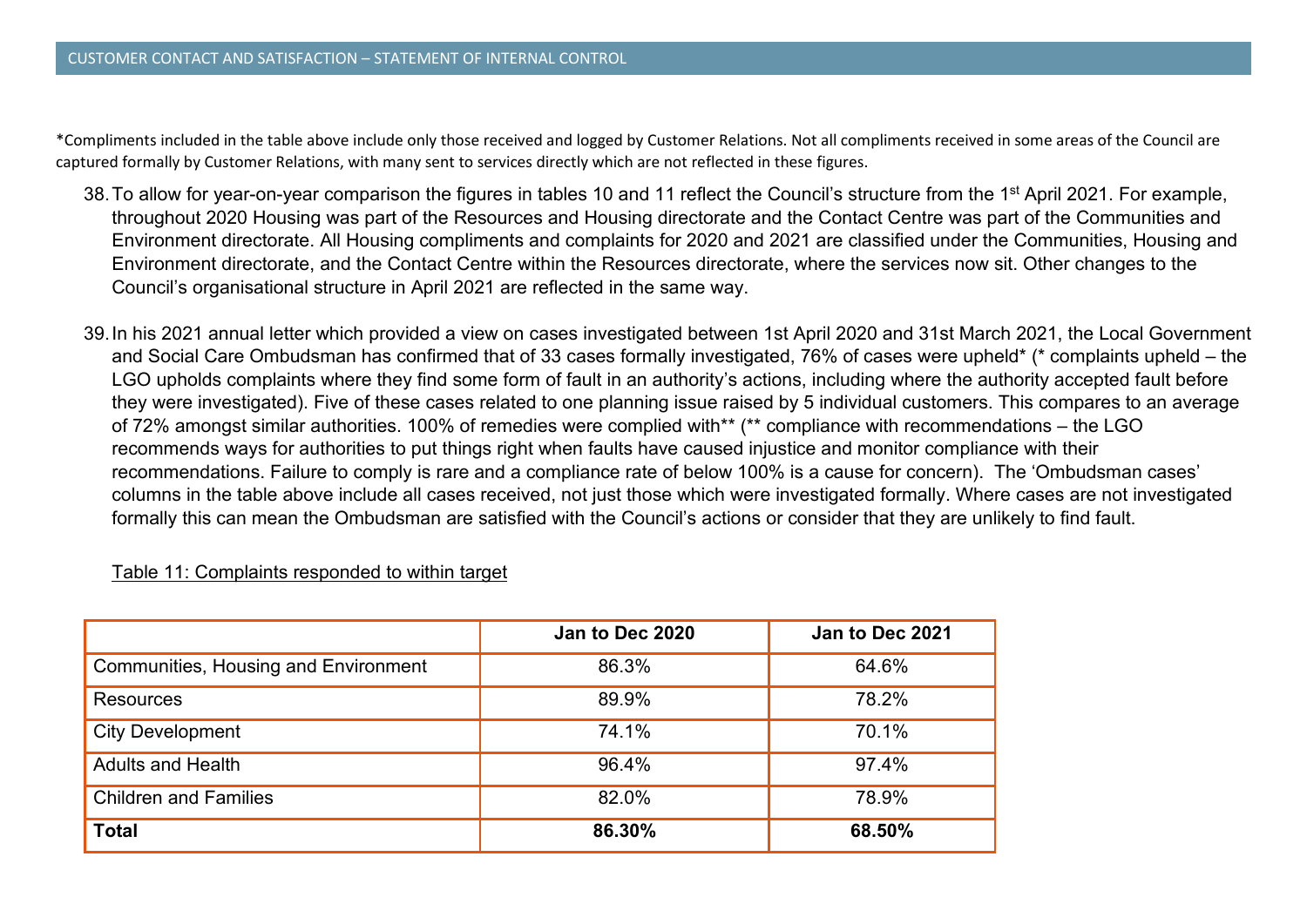*Compliments included in the table above include only those received and logged by Customer Relations. Not all compliments received in some areas of the Council are captured formally by Customer Relations, with many sent to services directly which are not reflected in these figures.

38. To allow for year-on-year comparison the figures in tables 10 and 11 reflect the Council's structure from the 1st April 2021. For example, throughout 2020 Housing was part of the Resources and Housing directorate and the Contact Centre was part of the Communities and Environment directorate. All Housing compliments and complaints for 2020 and 2021 are classified under the Communities, Housing and Environment directorate, and the Contact Centre within the Resources directorate, where the services now sit. Other changes to the Council's organisational structure in April 2021 are reflected in the same way.

39. In his 2021 annual letter which provided a view on cases investigated between 1st April 2020 and 31st March 2021, the Local Government and Social Care Ombudsman has confirmed that of 33 cases formally investigated, 76% of cases were upheld* (* complaints upheld – the LGO upholds complaints where they find some form of fault in an authority's actions, including where the authority accepted fault before they were investigated). Five of these cases related to one planning issue raised by 5 individual customers. This compares to an average of 72% amongst similar authorities. 100% of remedies were complied with** (** compliance with recommendations – the LGO recommends ways for authorities to put things right when faults have caused injustice and monitor compliance with their recommendations. Failure to comply is rare and a compliance rate of below 100% is a cause for concern). The 'Ombudsman cases' columns in the table above include all cases received, not just those which were investigated formally. Where cases are not investigated formally this can mean the Ombudsman are satisfied with the Council's actions or consider that they are unlikely to find fault.

Table 11: Complaints responded to within target

| | Jan to Dec 2020 | Jan to Dec 2021 |
|---|---|---|
| Communities, Housing and Environment | 86.3% | 64.6% |
| Resources | 89.9% | 78.2% |
| City Development | 74.1% | 70.1% |
| Adults and Health | 96.4% | 97.4% |
| Children and Families | 82.0% | 78.9% |
| **Total** | **86.30%** | **68.50%** |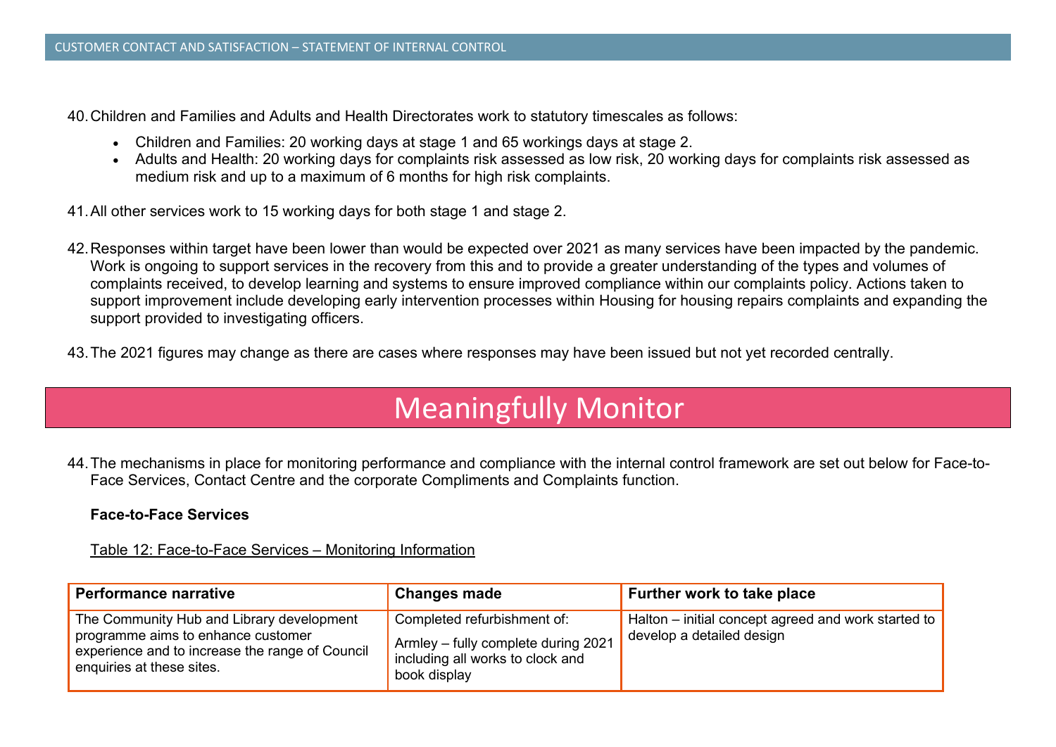40. Children and Families and Adults and Health Directorates work to statutory timescales as follows:

    - Children and Families: 20 working days at stage 1 and 65 workings days at stage 2.
    - Adults and Health: 20 working days for complaints risk assessed as low risk, 20 working days for complaints risk assessed as medium risk and up to a maximum of 6 months for high risk complaints.

41. All other services work to 15 working days for both stage 1 and stage 2.

42. Responses within target have been lower than would be expected over 2021 as many services have been impacted by the pandemic. Work is ongoing to support services in the recovery from this and to provide a greater understanding of the types and volumes of complaints received, to develop learning and systems to ensure improved compliance within our complaints policy. Actions taken to support improvement include developing early intervention processes within Housing for housing repairs complaints and expanding the support provided to investigating officers.

43. The 2021 figures may change as there are cases where responses may have been issued but not yet recorded centrally.

# Meaningfully Monitor

44. The mechanisms in place for monitoring performance and compliance with the internal control framework are set out below for Face-to-Face Services, Contact Centre and the corporate Compliments and Complaints function.

**Face-to-Face Services**

Table 12: Face-to-Face Services – Monitoring Information

| Performance narrative | Changes made | Further work to take place |
|---|---|---|
| The Community Hub and Library development programme aims to enhance customer experience and to increase the range of Council enquiries at these sites. | Completed refurbishment of:<br><br>Armley – fully complete during 2021 including all works to clock and book display | Halton – initial concept agreed and work started to develop a detailed design |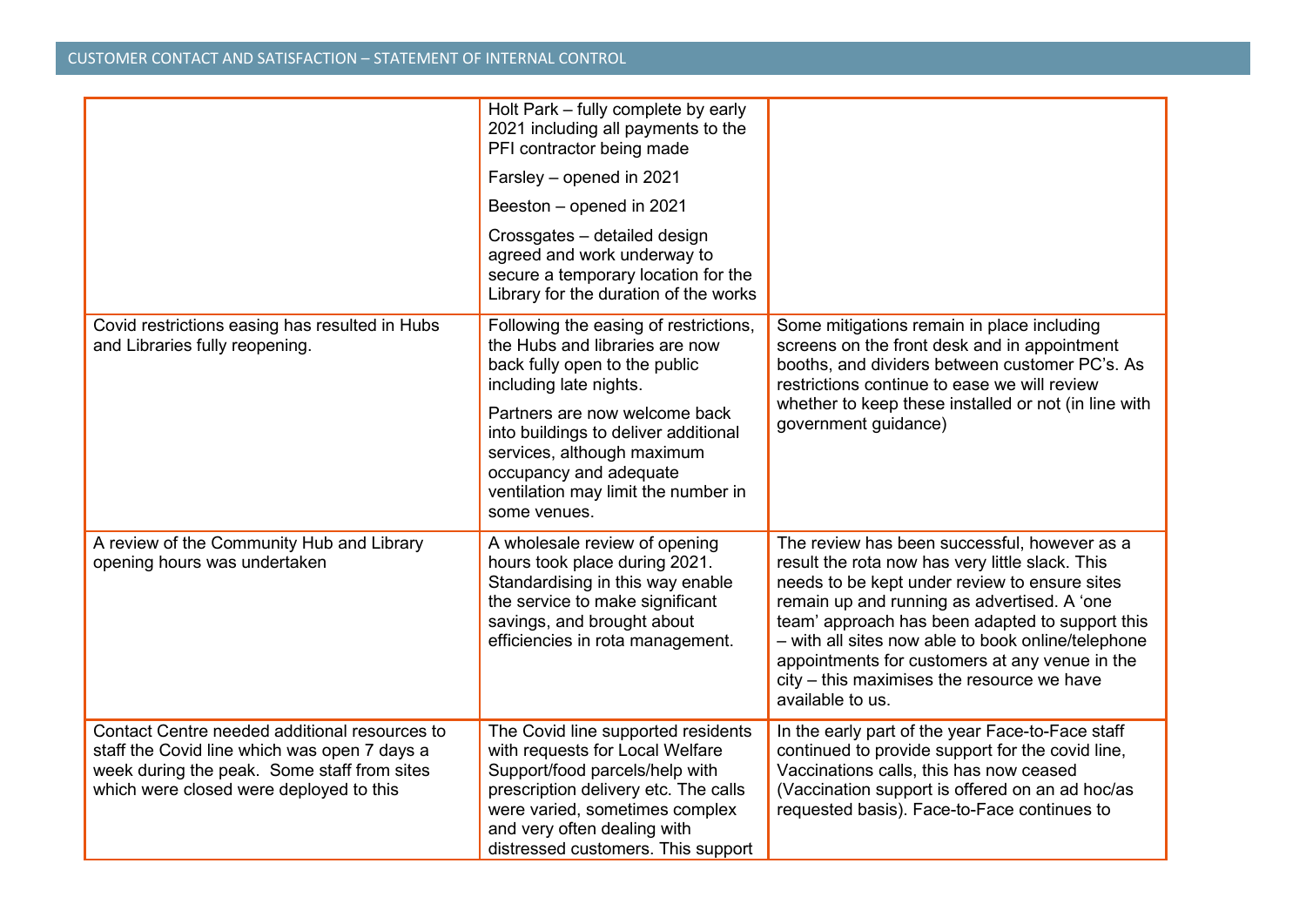| | | |
|---|---|---|
| | Holt Park – fully complete by early 2021 including all payments to the PFI contractor being made<br><br>Farsley – opened in 2021<br><br>Beeston – opened in 2021<br><br>Crossgates – detailed design agreed and work underway to secure a temporary location for the Library for the duration of the works | |
| Covid restrictions easing has resulted in Hubs and Libraries fully reopening. | Following the easing of restrictions, the Hubs and libraries are now back fully open to the public including late nights.<br><br>Partners are now welcome back into buildings to deliver additional services, although maximum occupancy and adequate ventilation may limit the number in some venues. | Some mitigations remain in place including screens on the front desk and in appointment booths, and dividers between customer PC's. As restrictions continue to ease we will review whether to keep these installed or not (in line with government guidance) |
| A review of the Community Hub and Library opening hours was undertaken | A wholesale review of opening hours took place during 2021. Standardising in this way enable the service to make significant savings, and brought about efficiencies in rota management. | The review has been successful, however as a result the rota now has very little slack. This needs to be kept under review to ensure sites remain up and running as advertised. A 'one team' approach has been adapted to support this – with all sites now able to book online/telephone appointments for customers at any venue in the city – this maximises the resource we have available to us. |
| Contact Centre needed additional resources to staff the Covid line which was open 7 days a week during the peak. Some staff from sites which were closed were deployed to this | The Covid line supported residents with requests for Local Welfare Support/food parcels/help with prescription delivery etc. The calls were varied, sometimes complex and very often dealing with distressed customers. This support | In the early part of the year Face-to-Face staff continued to provide support for the covid line, Vaccinations calls, this has now ceased (Vaccination support is offered on an ad hoc/as requested basis). Face-to-Face continues to |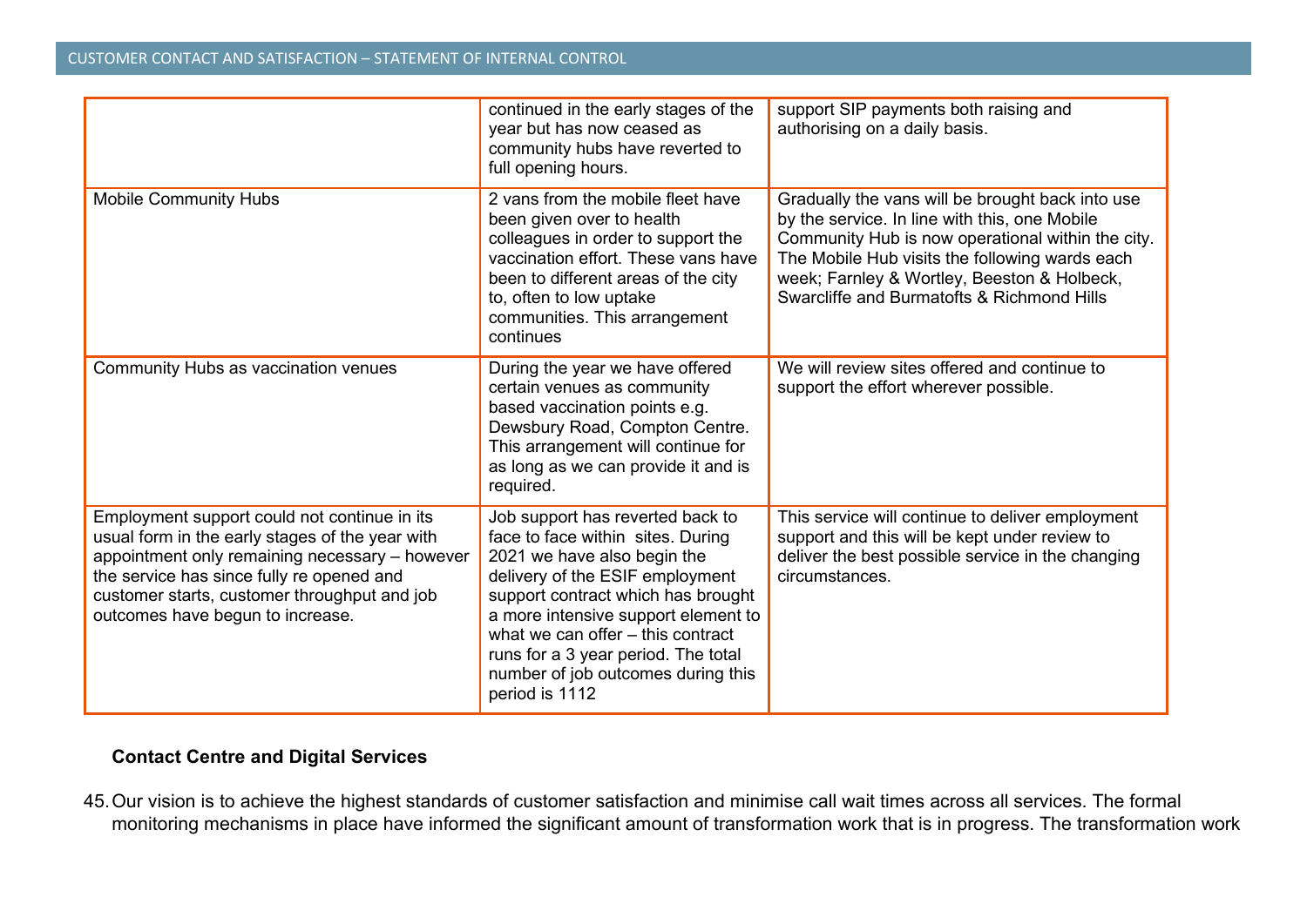| | | |
|---|---|---|
| | continued in the early stages of the year but has now ceased as community hubs have reverted to full opening hours. | support SIP payments both raising and authorising on a daily basis. |
| Mobile Community Hubs | 2 vans from the mobile fleet have been given over to health colleagues in order to support the vaccination effort. These vans have been to different areas of the city to, often to low uptake communities. This arrangement continues | Gradually the vans will be brought back into use by the service. In line with this, one Mobile Community Hub is now operational within the city. The Mobile Hub visits the following wards each week; Farnley & Wortley, Beeston & Holbeck, Swarcliffe and Burmatofts & Richmond Hills |
| Community Hubs as vaccination venues | During the year we have offered certain venues as community based vaccination points e.g. Dewsbury Road, Compton Centre. This arrangement will continue for as long as we can provide it and is required. | We will review sites offered and continue to support the effort wherever possible. |
| Employment support could not continue in its usual form in the early stages of the year with appointment only remaining necessary – however the service has since fully re opened and customer starts, customer throughput and job outcomes have begun to increase. | Job support has reverted back to face to face within  sites. During 2021 we have also begin the delivery of the ESIF employment support contract which has brought a more intensive support element to what we can offer – this contract runs for a 3 year period. The total number of job outcomes during this period is 1112 | This service will continue to deliver employment support and this will be kept under review to deliver the best possible service in the changing circumstances. |

**Contact Centre and Digital Services**

45. Our vision is to achieve the highest standards of customer satisfaction and minimise call wait times across all services. The formal monitoring mechanisms in place have informed the significant amount of transformation work that is in progress. The transformation work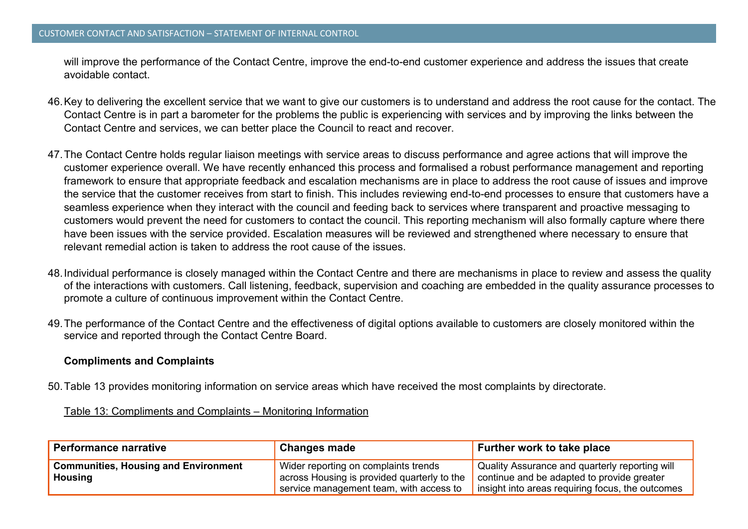will improve the performance of the Contact Centre, improve the end-to-end customer experience and address the issues that create avoidable contact.

46. Key to delivering the excellent service that we want to give our customers is to understand and address the root cause for the contact. The Contact Centre is in part a barometer for the problems the public is experiencing with services and by improving the links between the Contact Centre and services, we can better place the Council to react and recover.

47. The Contact Centre holds regular liaison meetings with service areas to discuss performance and agree actions that will improve the customer experience overall. We have recently enhanced this process and formalised a robust performance management and reporting framework to ensure that appropriate feedback and escalation mechanisms are in place to address the root cause of issues and improve the service that the customer receives from start to finish. This includes reviewing end-to-end processes to ensure that customers have a seamless experience when they interact with the council and feeding back to services where transparent and proactive messaging to customers would prevent the need for customers to contact the council. This reporting mechanism will also formally capture where there have been issues with the service provided. Escalation measures will be reviewed and strengthened where necessary to ensure that relevant remedial action is taken to address the root cause of the issues.

48. Individual performance is closely managed within the Contact Centre and there are mechanisms in place to review and assess the quality of the interactions with customers. Call listening, feedback, supervision and coaching are embedded in the quality assurance processes to promote a culture of continuous improvement within the Contact Centre.

49. The performance of the Contact Centre and the effectiveness of digital options available to customers are closely monitored within the service and reported through the Contact Centre Board.

**Compliments and Complaints**

50. Table 13 provides monitoring information on service areas which have received the most complaints by directorate.

Table 13: Compliments and Complaints – Monitoring Information

| Performance narrative | Changes made | Further work to take place |
|---|---|---|
| **Communities, Housing and Environment Housing** | Wider reporting on complaints trends across Housing is provided quarterly to the service management team, with access to | Quality Assurance and quarterly reporting will continue and be adapted to provide greater insight into areas requiring focus, the outcomes |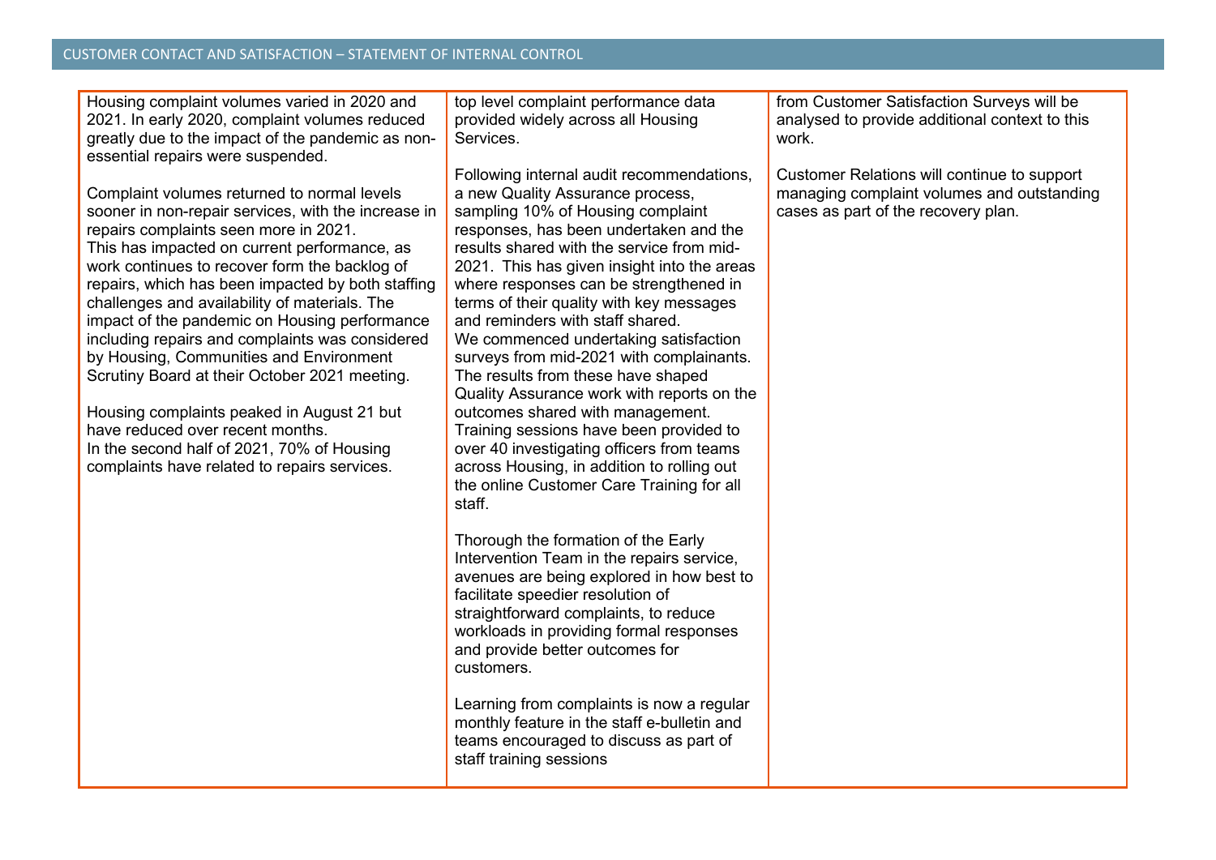## CUSTOMER CONTACT AND SATISFACTION – STATEMENT OF INTERNAL CONTROL

| | | |
|---|---|---|
| Housing complaint volumes varied in 2020 and 2021. In early 2020, complaint volumes reduced greatly due to the impact of the pandemic as non-essential repairs were suspended.<br><br>Complaint volumes returned to normal levels sooner in non-repair services, with the increase in repairs complaints seen more in 2021.<br>This has impacted on current performance, as work continues to recover form the backlog of repairs, which has been impacted by both staffing challenges and availability of materials. The impact of the pandemic on Housing performance including repairs and complaints was considered by Housing, Communities and Environment Scrutiny Board at their October 2021 meeting.<br><br>Housing complaints peaked in August 21 but have reduced over recent months.<br>In the second half of 2021, 70% of Housing complaints have related to repairs services. | top level complaint performance data provided widely across all Housing Services.<br><br>Following internal audit recommendations, a new Quality Assurance process, sampling 10% of Housing complaint responses, has been undertaken and the results shared with the service from mid-2021. This has given insight into the areas where responses can be strengthened in terms of their quality with key messages and reminders with staff shared.<br>We commenced undertaking satisfaction surveys from mid-2021 with complainants. The results from these have shaped Quality Assurance work with reports on the outcomes shared with management.<br>Training sessions have been provided to over 40 investigating officers from teams across Housing, in addition to rolling out the online Customer Care Training for all staff.<br><br>Thorough the formation of the Early Intervention Team in the repairs service, avenues are being explored in how best to facilitate speedier resolution of straightforward complaints, to reduce workloads in providing formal responses and provide better outcomes for customers.<br><br>Learning from complaints is now a regular monthly feature in the staff e-bulletin and teams encouraged to discuss as part of staff training sessions | from Customer Satisfaction Surveys will be analysed to provide additional context to this work.<br><br>Customer Relations will continue to support managing complaint volumes and outstanding cases as part of the recovery plan. |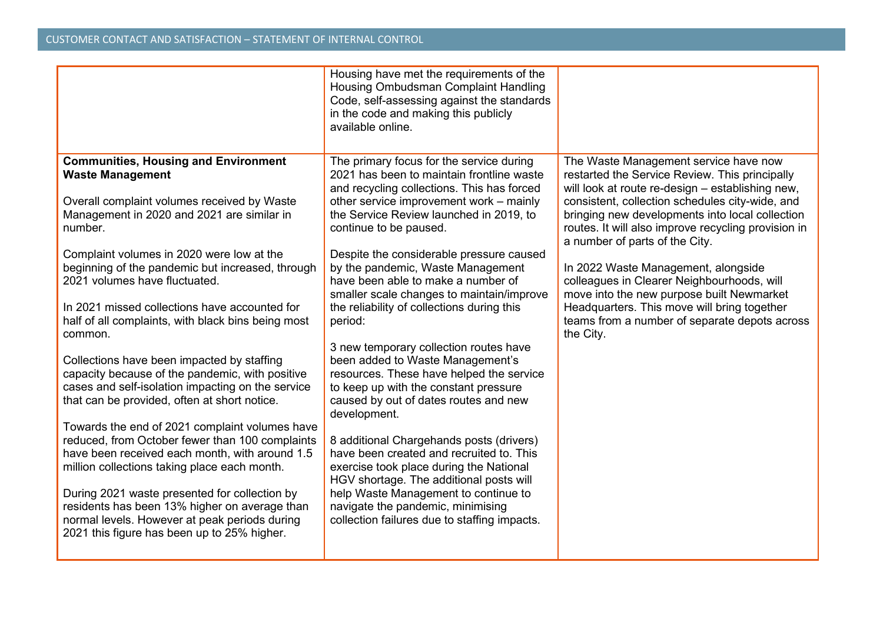| | | |
|---|---|---|
| | Housing have met the requirements of the Housing Ombudsman Complaint Handling Code, self-assessing against the standards in the code and making this publicly available online. | |
| **Communities, Housing and Environment Waste Management**<br><br>Overall complaint volumes received by Waste Management in 2020 and 2021 are similar in number.<br><br>Complaint volumes in 2020 were low at the beginning of the pandemic but increased, through 2021 volumes have fluctuated.<br><br>In 2021 missed collections have accounted for half of all complaints, with black bins being most common.<br><br>Collections have been impacted by staffing capacity because of the pandemic, with positive cases and self-isolation impacting on the service that can be provided, often at short notice.<br><br>Towards the end of 2021 complaint volumes have reduced, from October fewer than 100 complaints have been received each month, with around 1.5 million collections taking place each month.<br><br>During 2021 waste presented for collection by residents has been 13% higher on average than normal levels. However at peak periods during 2021 this figure has been up to 25% higher. | The primary focus for the service during 2021 has been to maintain frontline waste and recycling collections. This has forced other service improvement work – mainly the Service Review launched in 2019, to continue to be paused.<br><br>Despite the considerable pressure caused by the pandemic, Waste Management have been able to make a number of smaller scale changes to maintain/improve the reliability of collections during this period:<br><br>3 new temporary collection routes have been added to Waste Management's resources. These have helped the service to keep up with the constant pressure caused by out of dates routes and new development.<br><br>8 additional Chargehands posts (drivers) have been created and recruited to. This exercise took place during the National HGV shortage. The additional posts will help Waste Management to continue to navigate the pandemic, minimising collection failures due to staffing impacts. | The Waste Management service have now restarted the Service Review. This principally will look at route re-design – establishing new, consistent, collection schedules city-wide, and bringing new developments into local collection routes. It will also improve recycling provision in a number of parts of the City.<br><br>In 2022 Waste Management, alongside colleagues in Clearer Neighbourhoods, will move into the new purpose built Newmarket Headquarters. This move will bring together teams from a number of separate depots across the City. |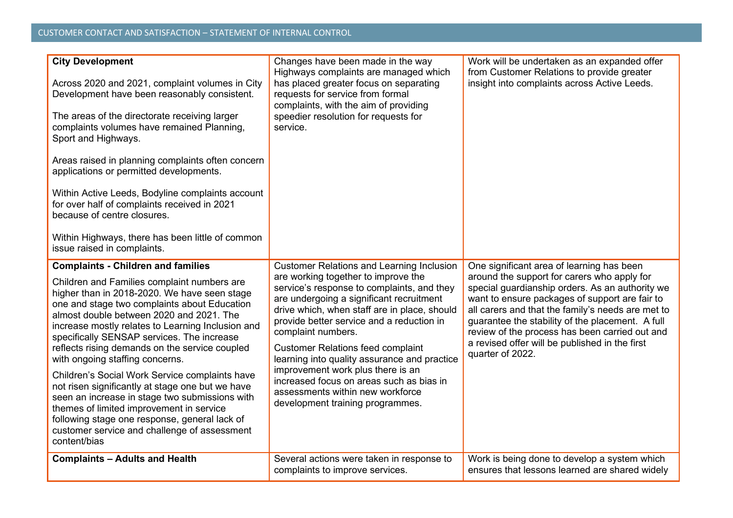| | | |
|---|---|---|
| **City Development**<br><br>Across 2020 and 2021, complaint volumes in City Development have been reasonably consistent.<br><br>The areas of the directorate receiving larger complaints volumes have remained Planning, Sport and Highways.<br><br>Areas raised in planning complaints often concern applications or permitted developments.<br><br>Within Active Leeds, Bodyline complaints account for over half of complaints received in 2021 because of centre closures.<br><br>Within Highways, there has been little of common issue raised in complaints. | Changes have been made in the way Highways complaints are managed which has placed greater focus on separating requests for service from formal complaints, with the aim of providing speedier resolution for requests for service. | Work will be undertaken as an expanded offer from Customer Relations to provide greater insight into complaints across Active Leeds. |
| **Complaints - Children and families**<br><br>Children and Families complaint numbers are higher than in 2018-2020. We have seen stage one and stage two complaints about Education almost double between 2020 and 2021. The increase mostly relates to Learning Inclusion and specifically SENSAP services. The increase reflects rising demands on the service coupled with ongoing staffing concerns.<br><br>Children's Social Work Service complaints have not risen significantly at stage one but we have seen an increase in stage two submissions with themes of limited improvement in service following stage one response, general lack of customer service and challenge of assessment content/bias | Customer Relations and Learning Inclusion are working together to improve the service's response to complaints, and they are undergoing a significant recruitment drive which, when staff are in place, should provide better service and a reduction in complaint numbers.<br><br>Customer Relations feed complaint learning into quality assurance and practice improvement work plus there is an increased focus on areas such as bias in assessments within new workforce development training programmes. | One significant area of learning has been around the support for carers who apply for special guardianship orders. As an authority we want to ensure packages of support are fair to all carers and that the family's needs are met to guarantee the stability of the placement. A full review of the process has been carried out and a revised offer will be published in the first quarter of 2022. |
| **Complaints – Adults and Health** | Several actions were taken in response to complaints to improve services. | Work is being done to develop a system which ensures that lessons learned are shared widely |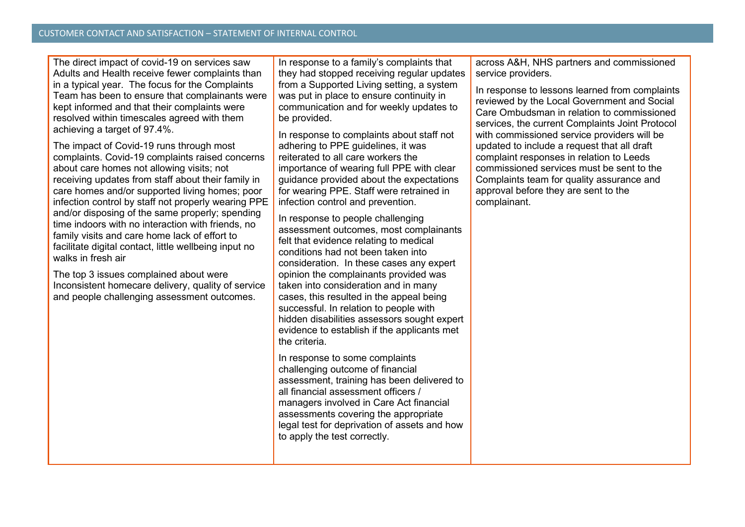The direct impact of covid-19 on services saw Adults and Health receive fewer complaints than in a typical year. The focus for the Complaints Team has been to ensure that complainants were kept informed and that their complaints were resolved within timescales agreed with them achieving a target of 97.4%.

The impact of Covid-19 runs through most complaints. Covid-19 complaints raised concerns about care homes not allowing visits; not receiving updates from staff about their family in care homes and/or supported living homes; poor infection control by staff not properly wearing PPE and/or disposing of the same properly; spending time indoors with no interaction with friends, no family visits and care home lack of effort to facilitate digital contact, little wellbeing input no walks in fresh air

The top 3 issues complained about were Inconsistent homecare delivery, quality of service and people challenging assessment outcomes.

In response to a family's complaints that they had stopped receiving regular updates from a Supported Living setting, a system was put in place to ensure continuity in communication and for weekly updates to be provided.

In response to complaints about staff not adhering to PPE guidelines, it was reiterated to all care workers the importance of wearing full PPE with clear guidance provided about the expectations for wearing PPE. Staff were retrained in infection control and prevention.

In response to people challenging assessment outcomes, most complainants felt that evidence relating to medical conditions had not been taken into consideration. In these cases any expert opinion the complainants provided was taken into consideration and in many cases, this resulted in the appeal being successful. In relation to people with hidden disabilities assessors sought expert evidence to establish if the applicants met the criteria.

In response to some complaints challenging outcome of financial assessment, training has been delivered to all financial assessment officers / managers involved in Care Act financial assessments covering the appropriate legal test for deprivation of assets and how to apply the test correctly.

across A&H, NHS partners and commissioned service providers.

In response to lessons learned from complaints reviewed by the Local Government and Social Care Ombudsman in relation to commissioned services, the current Complaints Joint Protocol with commissioned service providers will be updated to include a request that all draft complaint responses in relation to Leeds commissioned services must be sent to the Complaints team for quality assurance and approval before they are sent to the complainant.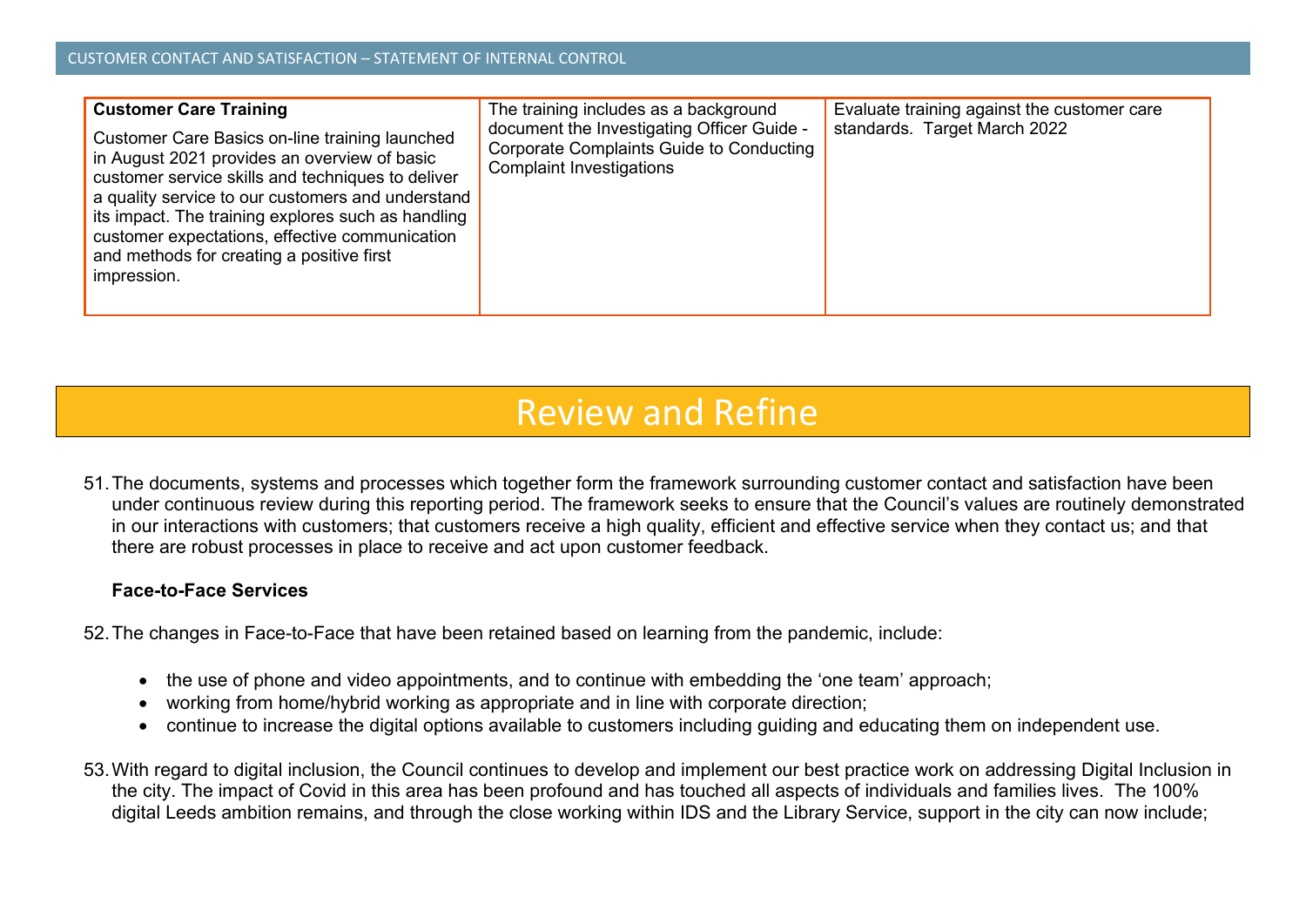| | | |
|---|---|---|
| **Customer Care Training**<br><br>Customer Care Basics on-line training launched in August 2021 provides an overview of basic customer service skills and techniques to deliver a quality service to our customers and understand its impact. The training explores such as handling customer expectations, effective communication and methods for creating a positive first impression. | The training includes as a background document the Investigating Officer Guide - Corporate Complaints Guide to Conducting Complaint Investigations | Evaluate training against the customer care standards. Target March 2022 |

# Review and Refine

51. The documents, systems and processes which together form the framework surrounding customer contact and satisfaction have been under continuous review during this reporting period. The framework seeks to ensure that the Council's values are routinely demonstrated in our interactions with customers; that customers receive a high quality, efficient and effective service when they contact us; and that there are robust processes in place to receive and act upon customer feedback.

**Face-to-Face Services**

52. The changes in Face-to-Face that have been retained based on learning from the pandemic, include:

- the use of phone and video appointments, and to continue with embedding the 'one team' approach;
- working from home/hybrid working as appropriate and in line with corporate direction;
- continue to increase the digital options available to customers including guiding and educating them on independent use.

53. With regard to digital inclusion, the Council continues to develop and implement our best practice work on addressing Digital Inclusion in the city. The impact of Covid in this area has been profound and has touched all aspects of individuals and families lives. The 100% digital Leeds ambition remains, and through the close working within IDS and the Library Service, support in the city can now include;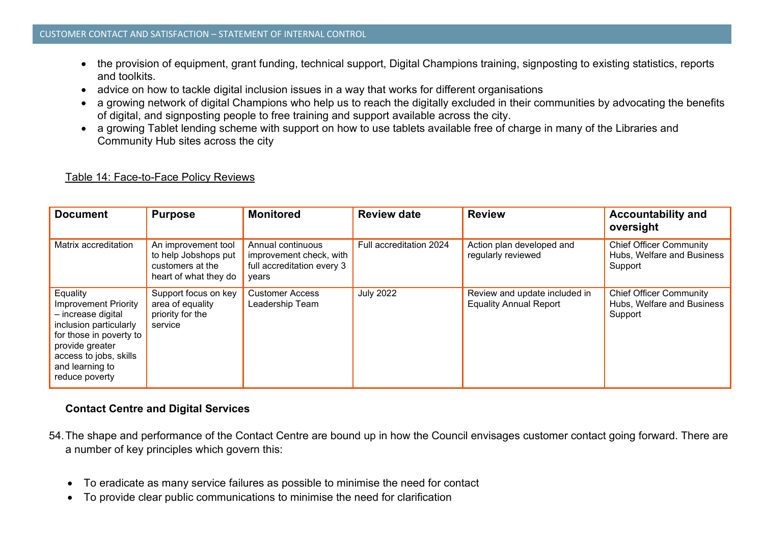- the provision of equipment, grant funding, technical support, Digital Champions training, signposting to existing statistics, reports and toolkits.
- advice on how to tackle digital inclusion issues in a way that works for different organisations
- a growing network of digital Champions who help us to reach the digitally excluded in their communities by advocating the benefits of digital, and signposting people to free training and support available across the city.
- a growing Tablet lending scheme with support on how to use tablets available free of charge in many of the Libraries and Community Hub sites across the city

Table 14: Face-to-Face Policy Reviews

| Document | Purpose | Monitored | Review date | Review | Accountability and oversight |
|---|---|---|---|---|---|
| Matrix accreditation | An improvement tool to help Jobshops put customers at the heart of what they do | Annual continuous improvement check, with full accreditation every 3 years | Full accreditation 2024 | Action plan developed and regularly reviewed | Chief Officer Community Hubs, Welfare and Business Support |
| Equality Improvement Priority – increase digital inclusion particularly for those in poverty to provide greater access to jobs, skills and learning to reduce poverty | Support focus on key area of equality priority for the service | Customer Access Leadership Team | July 2022 | Review and update included in Equality Annual Report | Chief Officer Community Hubs, Welfare and Business Support |

**Contact Centre and Digital Services**

54. The shape and performance of the Contact Centre are bound up in how the Council envisages customer contact going forward. There are a number of key principles which govern this:

- To eradicate as many service failures as possible to minimise the need for contact
- To provide clear public communications to minimise the need for clarification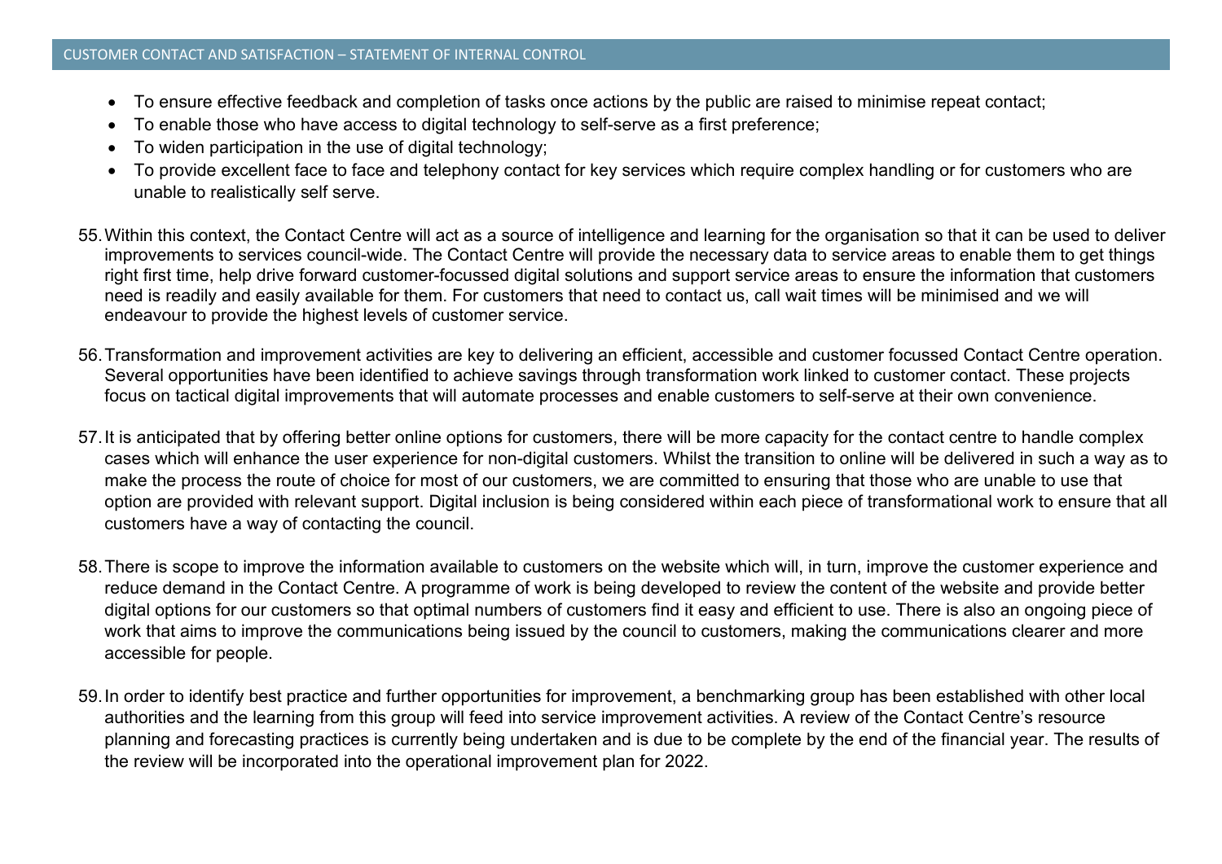- To ensure effective feedback and completion of tasks once actions by the public are raised to minimise repeat contact;
- To enable those who have access to digital technology to self-serve as a first preference;
- To widen participation in the use of digital technology;
- To provide excellent face to face and telephony contact for key services which require complex handling or for customers who are unable to realistically self serve.

55. Within this context, the Contact Centre will act as a source of intelligence and learning for the organisation so that it can be used to deliver improvements to services council-wide. The Contact Centre will provide the necessary data to service areas to enable them to get things right first time, help drive forward customer-focussed digital solutions and support service areas to ensure the information that customers need is readily and easily available for them. For customers that need to contact us, call wait times will be minimised and we will endeavour to provide the highest levels of customer service.

56. Transformation and improvement activities are key to delivering an efficient, accessible and customer focussed Contact Centre operation. Several opportunities have been identified to achieve savings through transformation work linked to customer contact. These projects focus on tactical digital improvements that will automate processes and enable customers to self-serve at their own convenience.

57. It is anticipated that by offering better online options for customers, there will be more capacity for the contact centre to handle complex cases which will enhance the user experience for non-digital customers. Whilst the transition to online will be delivered in such a way as to make the process the route of choice for most of our customers, we are committed to ensuring that those who are unable to use that option are provided with relevant support. Digital inclusion is being considered within each piece of transformational work to ensure that all customers have a way of contacting the council.

58. There is scope to improve the information available to customers on the website which will, in turn, improve the customer experience and reduce demand in the Contact Centre. A programme of work is being developed to review the content of the website and provide better digital options for our customers so that optimal numbers of customers find it easy and efficient to use. There is also an ongoing piece of work that aims to improve the communications being issued by the council to customers, making the communications clearer and more accessible for people.

59. In order to identify best practice and further opportunities for improvement, a benchmarking group has been established with other local authorities and the learning from this group will feed into service improvement activities. A review of the Contact Centre's resource planning and forecasting practices is currently being undertaken and is due to be complete by the end of the financial year. The results of the review will be incorporated into the operational improvement plan for 2022.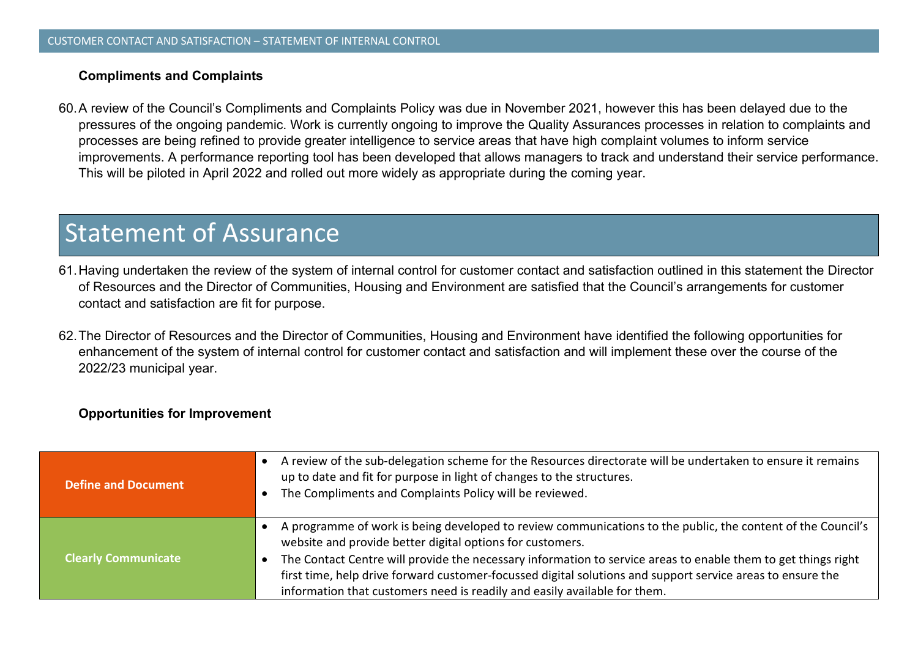### Compliments and Complaints

60. A review of the Council's Compliments and Complaints Policy was due in November 2021, however this has been delayed due to the pressures of the ongoing pandemic. Work is currently ongoing to improve the Quality Assurances processes in relation to complaints and processes are being refined to provide greater intelligence to service areas that have high complaint volumes to inform service improvements. A performance reporting tool has been developed that allows managers to track and understand their service performance. This will be piloted in April 2022 and rolled out more widely as appropriate during the coming year.

# Statement of Assurance

61. Having undertaken the review of the system of internal control for customer contact and satisfaction outlined in this statement the Director of Resources and the Director of Communities, Housing and Environment are satisfied that the Council's arrangements for customer contact and satisfaction are fit for purpose.

62. The Director of Resources and the Director of Communities, Housing and Environment have identified the following opportunities for enhancement of the system of internal control for customer contact and satisfaction and will implement these over the course of the 2022/23 municipal year.

### Opportunities for Improvement

| | |
|---|---|
| **Define and Document** | • A review of the sub-delegation scheme for the Resources directorate will be undertaken to ensure it remains up to date and fit for purpose in light of changes to the structures.<br>• The Compliments and Complaints Policy will be reviewed. |
| **Clearly Communicate** | • A programme of work is being developed to review communications to the public, the content of the Council's website and provide better digital options for customers.<br>• The Contact Centre will provide the necessary information to service areas to enable them to get things right first time, help drive forward customer-focussed digital solutions and support service areas to ensure the information that customers need is readily and easily available for them. |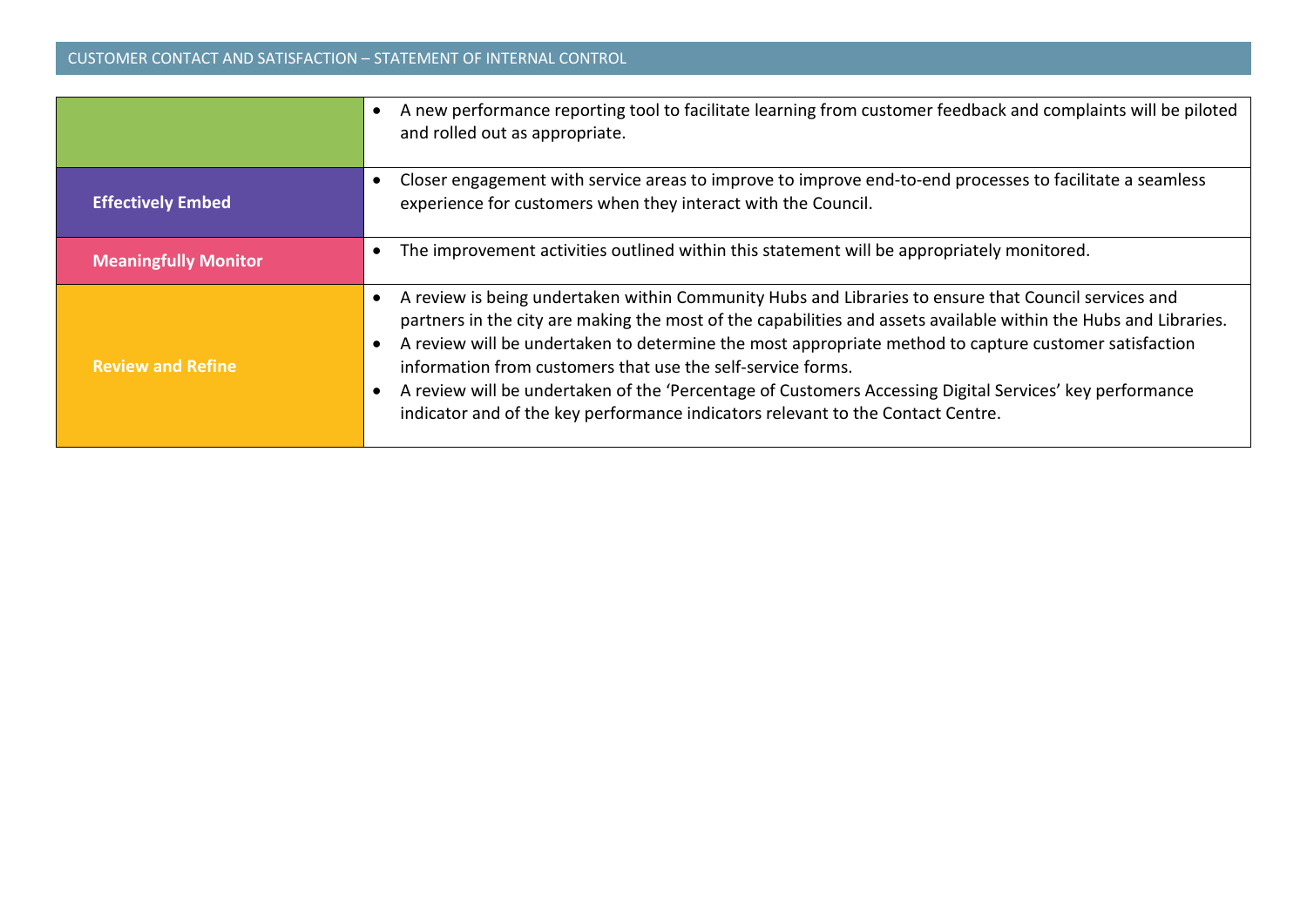| | |
|---|---|
| | • A new performance reporting tool to facilitate learning from customer feedback and complaints will be piloted and rolled out as appropriate. |
| **Effectively Embed** | • Closer engagement with service areas to improve to improve end-to-end processes to facilitate a seamless experience for customers when they interact with the Council. |
| **Meaningfully Monitor** | • The improvement activities outlined within this statement will be appropriately monitored. |
| **Review and Refine** | • A review is being undertaken within Community Hubs and Libraries to ensure that Council services and partners in the city are making the most of the capabilities and assets available within the Hubs and Libraries.<br>• A review will be undertaken to determine the most appropriate method to capture customer satisfaction information from customers that use the self-service forms.<br>• A review will be undertaken of the 'Percentage of Customers Accessing Digital Services' key performance indicator and of the key performance indicators relevant to the Contact Centre. |